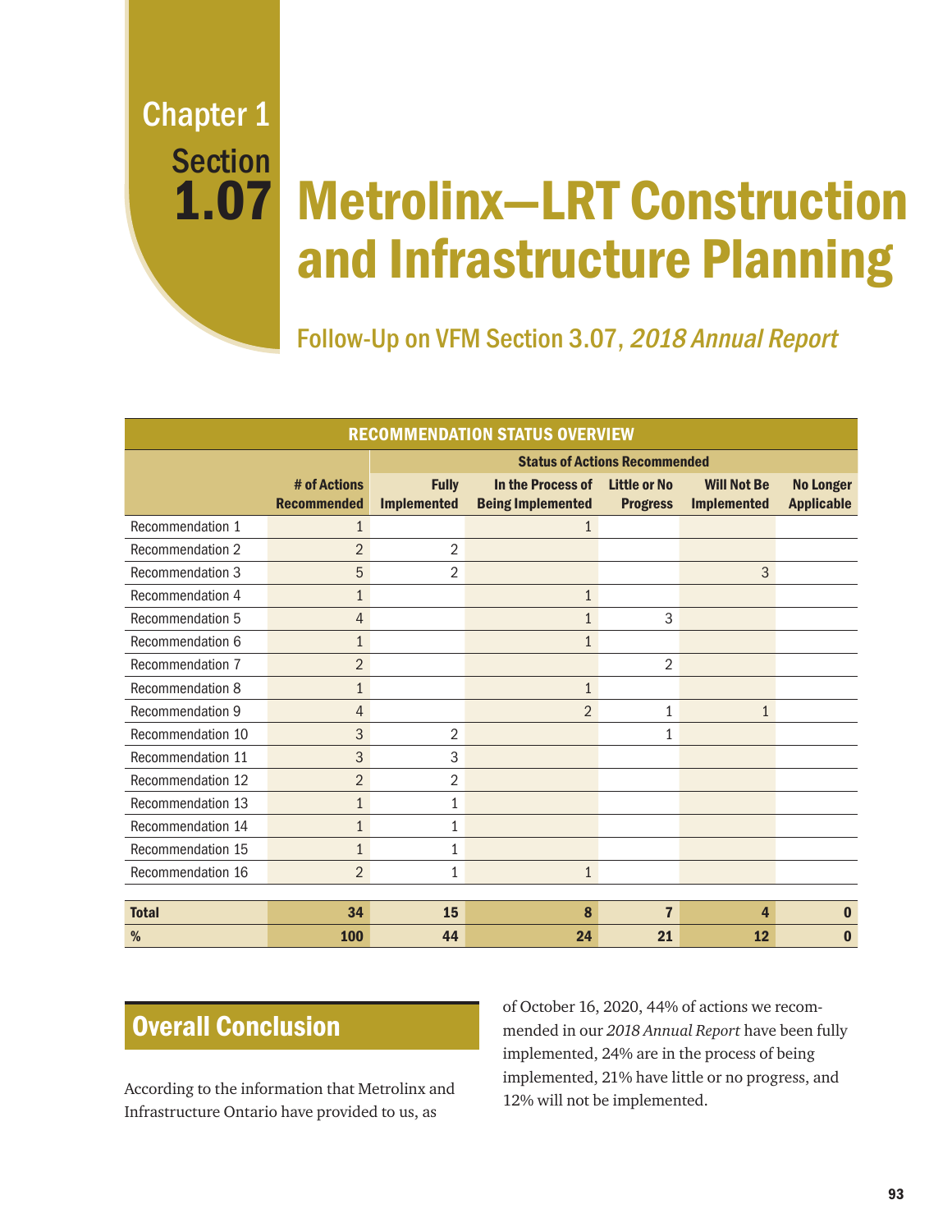Chapter 1

Section 1.07

# Metrolinx—LRT Construction and Infrastructure Planning

Follow-Up on VFM Section 3.07, *2018 Annual Report*

| RECOMMENDATION STATUS OVERVIEW | | | | | | |
|---|---|---|---|---|---|---|
| | | Status of Actions Recommended | | | | |
| | # of Actions Recommended | Fully Implemented | In the Process of Being Implemented | Little or No Progress | Will Not Be Implemented | No Longer Applicable |
| Recommendation 1 | 1 | | 1 | | | |
| Recommendation 2 | 2 | 2 | | | | |
| Recommendation 3 | 5 | 2 | | | 3 | |
| Recommendation 4 | 1 | | 1 | | | |
| Recommendation 5 | 4 | | 1 | 3 | | |
| Recommendation 6 | 1 | | 1 | | | |
| Recommendation 7 | 2 | | | 2 | | |
| Recommendation 8 | 1 | | 1 | | | |
| Recommendation 9 | 4 | | 2 | 1 | 1 | |
| Recommendation 10 | 3 | 2 | | 1 | | |
| Recommendation 11 | 3 | 3 | | | | |
| Recommendation 12 | 2 | 2 | | | | |
| Recommendation 13 | 1 | 1 | | | | |
| Recommendation 14 | 1 | 1 | | | | |
| Recommendation 15 | 1 | 1 | | | | |
| Recommendation 16 | 2 | 1 | 1 | | | |
| **Total** | **34** | **15** | **8** | **7** | **4** | **0** |
| **%** | **100** | **44** | **24** | **21** | **12** | **0** |

## Overall Conclusion

According to the information that Metrolinx and Infrastructure Ontario have provided to us, as of October 16, 2020, 44% of actions we recommended in our *2018 Annual Report* have been fully implemented, 24% are in the process of being implemented, 21% have little or no progress, and 12% will not be implemented.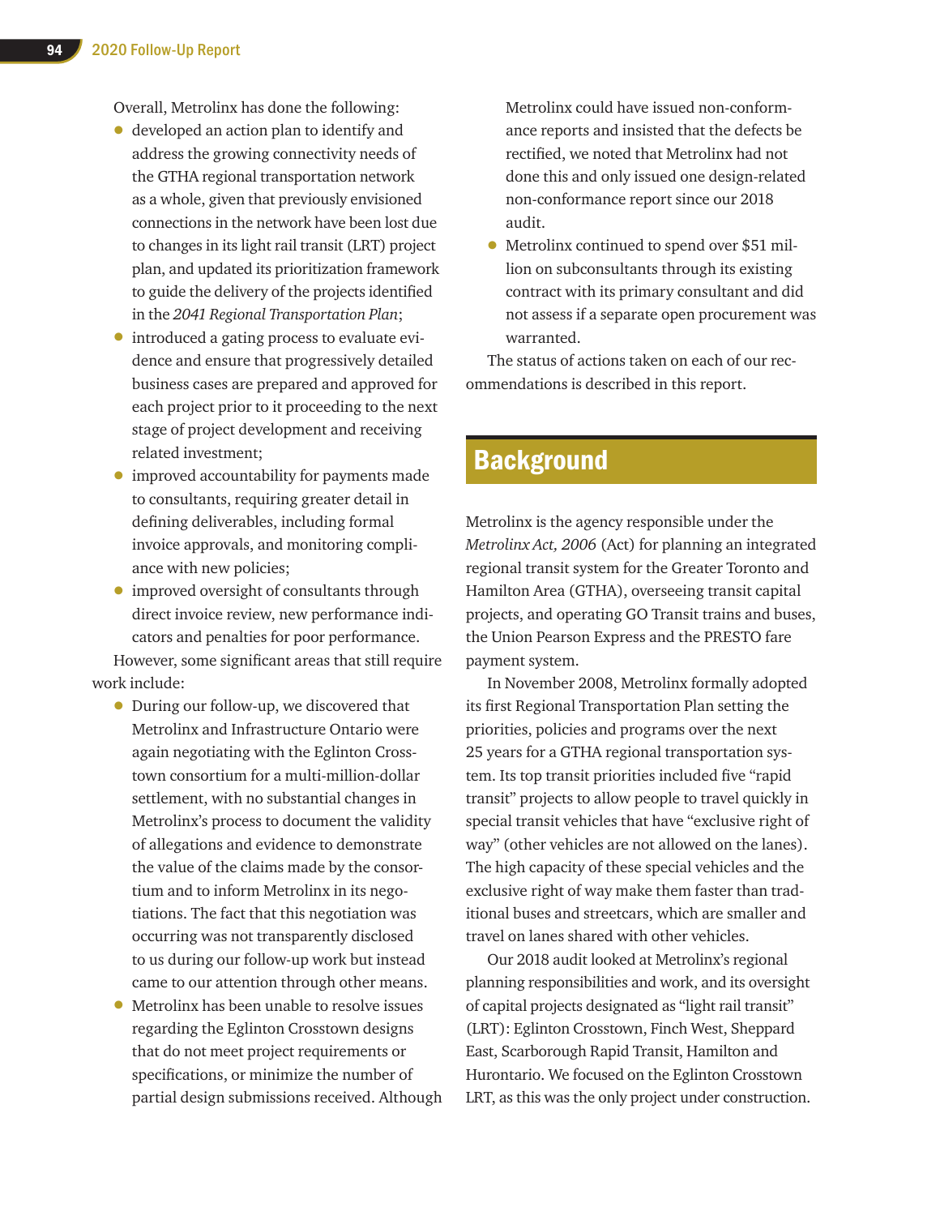Overall, Metrolinx has done the following:

- developed an action plan to identify and address the growing connectivity needs of the GTHA regional transportation network as a whole, given that previously envisioned connections in the network have been lost due to changes in its light rail transit (LRT) project plan, and updated its prioritization framework to guide the delivery of the projects identified in the *2041 Regional Transportation Plan*;
- introduced a gating process to evaluate evidence and ensure that progressively detailed business cases are prepared and approved for each project prior to it proceeding to the next stage of project development and receiving related investment;
- improved accountability for payments made to consultants, requiring greater detail in defining deliverables, including formal invoice approvals, and monitoring compliance with new policies;
- improved oversight of consultants through direct invoice review, new performance indicators and penalties for poor performance.

However, some significant areas that still require work include:

- During our follow-up, we discovered that Metrolinx and Infrastructure Ontario were again negotiating with the Eglinton Crosstown consortium for a multi-million-dollar settlement, with no substantial changes in Metrolinx's process to document the validity of allegations and evidence to demonstrate the value of the claims made by the consortium and to inform Metrolinx in its negotiations. The fact that this negotiation was occurring was not transparently disclosed to us during our follow-up work but instead came to our attention through other means.
- Metrolinx has been unable to resolve issues regarding the Eglinton Crosstown designs that do not meet project requirements or specifications, or minimize the number of partial design submissions received. Although Metrolinx could have issued non-conformance reports and insisted that the defects be rectified, we noted that Metrolinx had not done this and only issued one design-related non-conformance report since our 2018 audit.
- Metrolinx continued to spend over $51 million on subconsultants through its existing contract with its primary consultant and did not assess if a separate open procurement was warranted.

The status of actions taken on each of our recommendations is described in this report.

## Background

Metrolinx is the agency responsible under the *Metrolinx Act, 2006* (Act) for planning an integrated regional transit system for the Greater Toronto and Hamilton Area (GTHA), overseeing transit capital projects, and operating GO Transit trains and buses, the Union Pearson Express and the PRESTO fare payment system.

In November 2008, Metrolinx formally adopted its first Regional Transportation Plan setting the priorities, policies and programs over the next 25 years for a GTHA regional transportation system. Its top transit priorities included five "rapid transit" projects to allow people to travel quickly in special transit vehicles that have "exclusive right of way" (other vehicles are not allowed on the lanes). The high capacity of these special vehicles and the exclusive right of way make them faster than traditional buses and streetcars, which are smaller and travel on lanes shared with other vehicles.

Our 2018 audit looked at Metrolinx's regional planning responsibilities and work, and its oversight of capital projects designated as "light rail transit" (LRT): Eglinton Crosstown, Finch West, Sheppard East, Scarborough Rapid Transit, Hamilton and Hurontario. We focused on the Eglinton Crosstown LRT, as this was the only project under construction.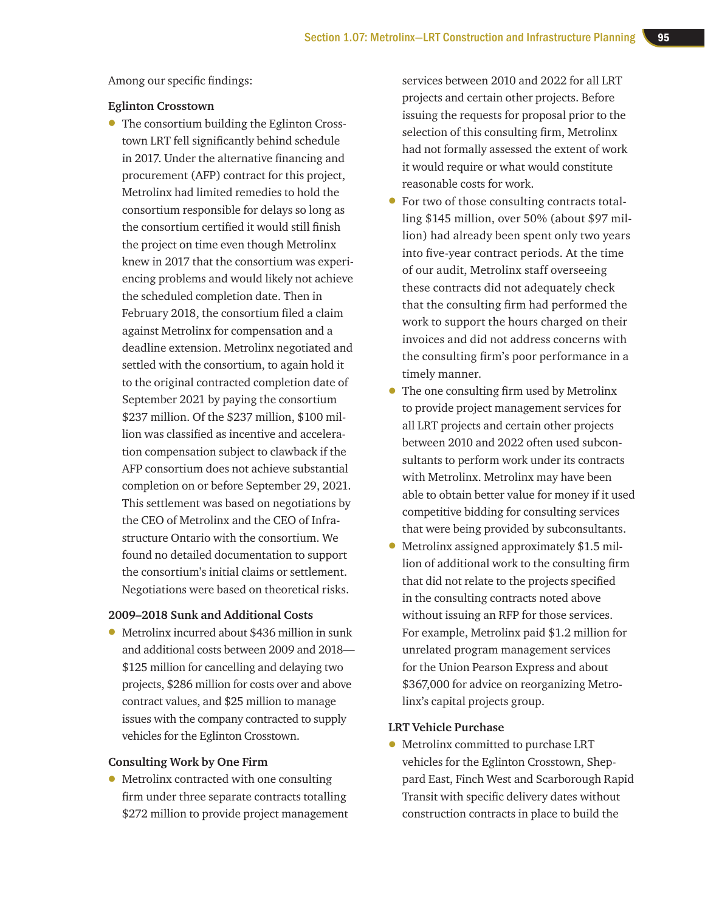Among our specific findings:

**Eglinton Crosstown**

- The consortium building the Eglinton Crosstown LRT fell significantly behind schedule in 2017. Under the alternative financing and procurement (AFP) contract for this project, Metrolinx had limited remedies to hold the consortium responsible for delays so long as the consortium certified it would still finish the project on time even though Metrolinx knew in 2017 that the consortium was experiencing problems and would likely not achieve the scheduled completion date. Then in February 2018, the consortium filed a claim against Metrolinx for compensation and a deadline extension. Metrolinx negotiated and settled with the consortium, to again hold it to the original contracted completion date of September 2021 by paying the consortium $237 million. Of the $237 million, $100 million was classified as incentive and acceleration compensation subject to clawback if the AFP consortium does not achieve substantial completion on or before September 29, 2021. This settlement was based on negotiations by the CEO of Metrolinx and the CEO of Infrastructure Ontario with the consortium. We found no detailed documentation to support the consortium's initial claims or settlement. Negotiations were based on theoretical risks.

**2009–2018 Sunk and Additional Costs**

- Metrolinx incurred about $436 million in sunk and additional costs between 2009 and 2018—$125 million for cancelling and delaying two projects, $286 million for costs over and above contract values, and $25 million to manage issues with the company contracted to supply vehicles for the Eglinton Crosstown.

**Consulting Work by One Firm**

- Metrolinx contracted with one consulting firm under three separate contracts totalling $272 million to provide project management services between 2010 and 2022 for all LRT projects and certain other projects. Before issuing the requests for proposal prior to the selection of this consulting firm, Metrolinx had not formally assessed the extent of work it would require or what would constitute reasonable costs for work.
- For two of those consulting contracts totalling $145 million, over 50% (about $97 million) had already been spent only two years into five-year contract periods. At the time of our audit, Metrolinx staff overseeing these contracts did not adequately check that the consulting firm had performed the work to support the hours charged on their invoices and did not address concerns with the consulting firm's poor performance in a timely manner.
- The one consulting firm used by Metrolinx to provide project management services for all LRT projects and certain other projects between 2010 and 2022 often used subconsultants to perform work under its contracts with Metrolinx. Metrolinx may have been able to obtain better value for money if it used competitive bidding for consulting services that were being provided by subconsultants.
- Metrolinx assigned approximately $1.5 million of additional work to the consulting firm that did not relate to the projects specified in the consulting contracts noted above without issuing an RFP for those services. For example, Metrolinx paid $1.2 million for unrelated program management services for the Union Pearson Express and about $367,000 for advice on reorganizing Metrolinx's capital projects group.

**LRT Vehicle Purchase**

- Metrolinx committed to purchase LRT vehicles for the Eglinton Crosstown, Sheppard East, Finch West and Scarborough Rapid Transit with specific delivery dates without construction contracts in place to build the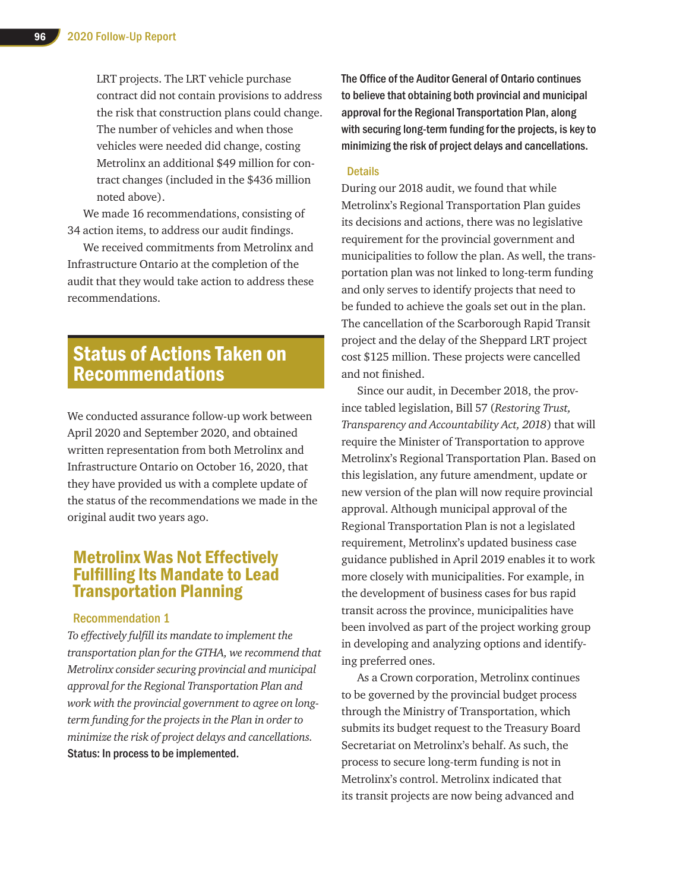LRT projects. The LRT vehicle purchase contract did not contain provisions to address the risk that construction plans could change. The number of vehicles and when those vehicles were needed did change, costing Metrolinx an additional $49 million for contract changes (included in the $436 million noted above).

We made 16 recommendations, consisting of 34 action items, to address our audit findings.

We received commitments from Metrolinx and Infrastructure Ontario at the completion of the audit that they would take action to address these recommendations.

## Status of Actions Taken on Recommendations

We conducted assurance follow-up work between April 2020 and September 2020, and obtained written representation from both Metrolinx and Infrastructure Ontario on October 16, 2020, that they have provided us with a complete update of the status of the recommendations we made in the original audit two years ago.

### Metrolinx Was Not Effectively Fulfilling Its Mandate to Lead Transportation Planning

#### Recommendation 1

*To effectively fulfill its mandate to implement the transportation plan for the GTHA, we recommend that Metrolinx consider securing provincial and municipal approval for the Regional Transportation Plan and work with the provincial government to agree on long-term funding for the projects in the Plan in order to minimize the risk of project delays and cancellations.*

**Status: In process to be implemented.**

**The Office of the Auditor General of Ontario continues to believe that obtaining both provincial and municipal approval for the Regional Transportation Plan, along with securing long-term funding for the projects, is key to minimizing the risk of project delays and cancellations.**

#### Details

During our 2018 audit, we found that while Metrolinx's Regional Transportation Plan guides its decisions and actions, there was no legislative requirement for the provincial government and municipalities to follow the plan. As well, the transportation plan was not linked to long-term funding and only serves to identify projects that need to be funded to achieve the goals set out in the plan. The cancellation of the Scarborough Rapid Transit project and the delay of the Sheppard LRT project cost $125 million. These projects were cancelled and not finished.

Since our audit, in December 2018, the province tabled legislation, Bill 57 (*Restoring Trust, Transparency and Accountability Act, 2018*) that will require the Minister of Transportation to approve Metrolinx's Regional Transportation Plan. Based on this legislation, any future amendment, update or new version of the plan will now require provincial approval. Although municipal approval of the Regional Transportation Plan is not a legislated requirement, Metrolinx's updated business case guidance published in April 2019 enables it to work more closely with municipalities. For example, in the development of business cases for bus rapid transit across the province, municipalities have been involved as part of the project working group in developing and analyzing options and identifying preferred ones.

As a Crown corporation, Metrolinx continues to be governed by the provincial budget process through the Ministry of Transportation, which submits its budget request to the Treasury Board Secretariat on Metrolinx's behalf. As such, the process to secure long-term funding is not in Metrolinx's control. Metrolinx indicated that its transit projects are now being advanced and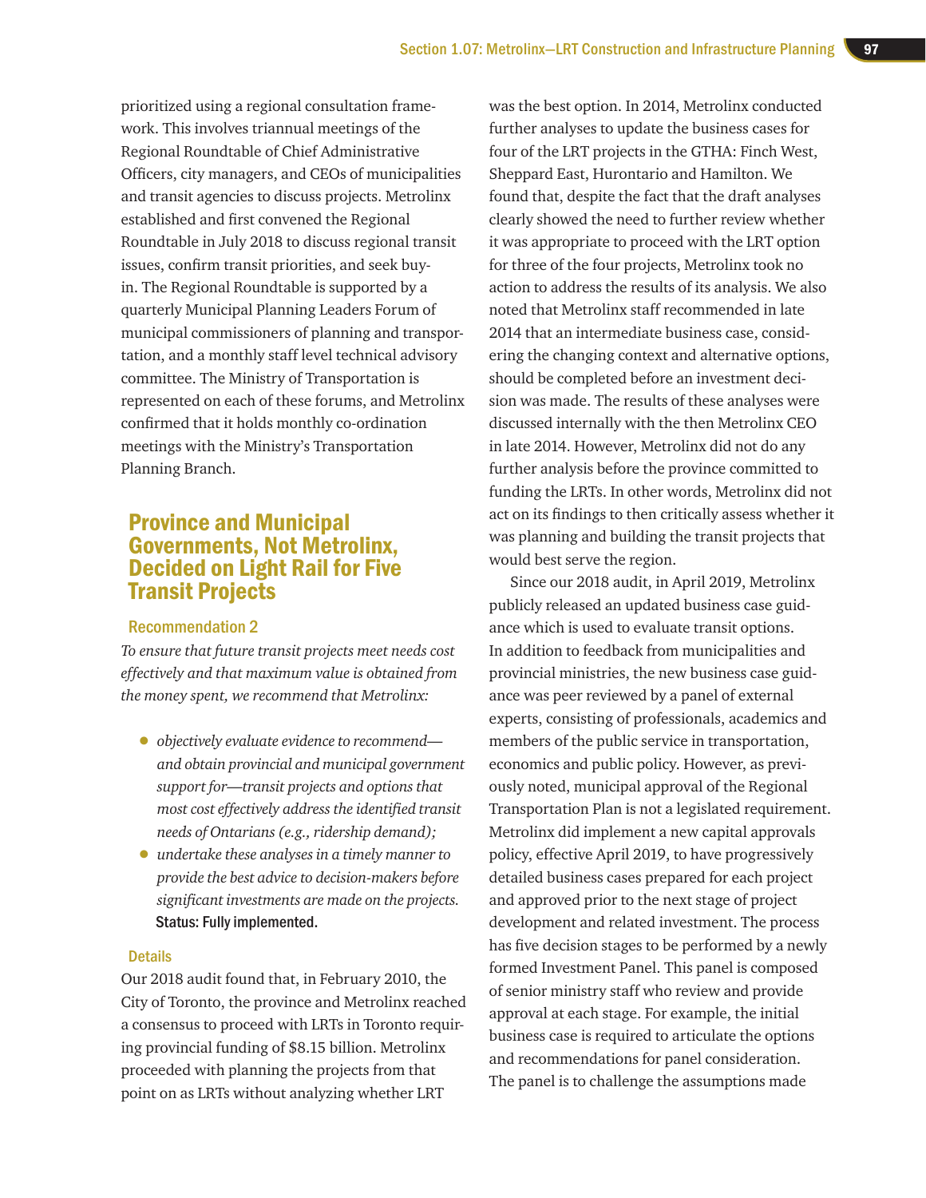prioritized using a regional consultation framework. This involves triannual meetings of the Regional Roundtable of Chief Administrative Officers, city managers, and CEOs of municipalities and transit agencies to discuss projects. Metrolinx established and first convened the Regional Roundtable in July 2018 to discuss regional transit issues, confirm transit priorities, and seek buy-in. The Regional Roundtable is supported by a quarterly Municipal Planning Leaders Forum of municipal commissioners of planning and transportation, and a monthly staff level technical advisory committee. The Ministry of Transportation is represented on each of these forums, and Metrolinx confirmed that it holds monthly co-ordination meetings with the Ministry's Transportation Planning Branch.

## Province and Municipal Governments, Not Metrolinx, Decided on Light Rail for Five Transit Projects

### Recommendation 2

*To ensure that future transit projects meet needs cost effectively and that maximum value is obtained from the money spent, we recommend that Metrolinx:*

- *objectively evaluate evidence to recommend—and obtain provincial and municipal government support for—transit projects and options that most cost effectively address the identified transit needs of Ontarians (e.g., ridership demand);*
- *undertake these analyses in a timely manner to provide the best advice to decision-makers before significant investments are made on the projects.*

**Status: Fully implemented.**

### Details

Our 2018 audit found that, in February 2010, the City of Toronto, the province and Metrolinx reached a consensus to proceed with LRTs in Toronto requiring provincial funding of $8.15 billion. Metrolinx proceeded with planning the projects from that point on as LRTs without analyzing whether LRT was the best option. In 2014, Metrolinx conducted further analyses to update the business cases for four of the LRT projects in the GTHA: Finch West, Sheppard East, Hurontario and Hamilton. We found that, despite the fact that the draft analyses clearly showed the need to further review whether it was appropriate to proceed with the LRT option for three of the four projects, Metrolinx took no action to address the results of its analysis. We also noted that Metrolinx staff recommended in late 2014 that an intermediate business case, considering the changing context and alternative options, should be completed before an investment decision was made. The results of these analyses were discussed internally with the then Metrolinx CEO in late 2014. However, Metrolinx did not do any further analysis before the province committed to funding the LRTs. In other words, Metrolinx did not act on its findings to then critically assess whether it was planning and building the transit projects that would best serve the region.

Since our 2018 audit, in April 2019, Metrolinx publicly released an updated business case guidance which is used to evaluate transit options. In addition to feedback from municipalities and provincial ministries, the new business case guidance was peer reviewed by a panel of external experts, consisting of professionals, academics and members of the public service in transportation, economics and public policy. However, as previously noted, municipal approval of the Regional Transportation Plan is not a legislated requirement. Metrolinx did implement a new capital approvals policy, effective April 2019, to have progressively detailed business cases prepared for each project and approved prior to the next stage of project development and related investment. The process has five decision stages to be performed by a newly formed Investment Panel. This panel is composed of senior ministry staff who review and provide approval at each stage. For example, the initial business case is required to articulate the options and recommendations for panel consideration. The panel is to challenge the assumptions made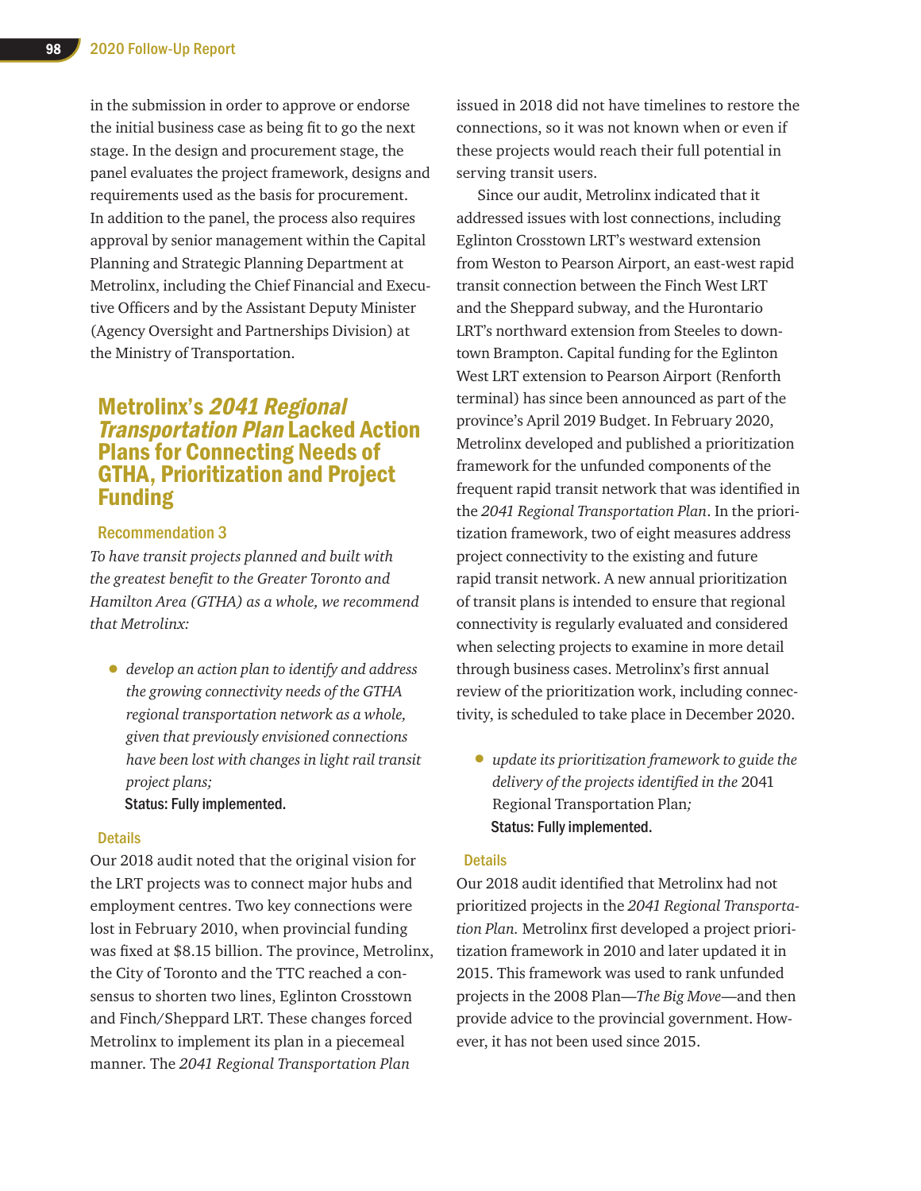in the submission in order to approve or endorse the initial business case as being fit to go the next stage. In the design and procurement stage, the panel evaluates the project framework, designs and requirements used as the basis for procurement. In addition to the panel, the process also requires approval by senior management within the Capital Planning and Strategic Planning Department at Metrolinx, including the Chief Financial and Executive Officers and by the Assistant Deputy Minister (Agency Oversight and Partnerships Division) at the Ministry of Transportation.

## Metrolinx's *2041 Regional Transportation Plan* Lacked Action Plans for Connecting Needs of GTHA, Prioritization and Project Funding

### Recommendation 3

*To have transit projects planned and built with the greatest benefit to the Greater Toronto and Hamilton Area (GTHA) as a whole, we recommend that Metrolinx:*

- *develop an action plan to identify and address the growing connectivity needs of the GTHA regional transportation network as a whole, given that previously envisioned connections have been lost with changes in light rail transit project plans;*

  **Status: Fully implemented.**

### Details

Our 2018 audit noted that the original vision for the LRT projects was to connect major hubs and employment centres. Two key connections were lost in February 2010, when provincial funding was fixed at $8.15 billion. The province, Metrolinx, the City of Toronto and the TTC reached a consensus to shorten two lines, Eglinton Crosstown and Finch/Sheppard LRT. These changes forced Metrolinx to implement its plan in a piecemeal manner. The *2041 Regional Transportation Plan* issued in 2018 did not have timelines to restore the connections, so it was not known when or even if these projects would reach their full potential in serving transit users.

Since our audit, Metrolinx indicated that it addressed issues with lost connections, including Eglinton Crosstown LRT's westward extension from Weston to Pearson Airport, an east-west rapid transit connection between the Finch West LRT and the Sheppard subway, and the Hurontario LRT's northward extension from Steeles to downtown Brampton. Capital funding for the Eglinton West LRT extension to Pearson Airport (Renforth terminal) has since been announced as part of the province's April 2019 Budget. In February 2020, Metrolinx developed and published a prioritization framework for the unfunded components of the frequent rapid transit network that was identified in the *2041 Regional Transportation Plan*. In the prioritization framework, two of eight measures address project connectivity to the existing and future rapid transit network. A new annual prioritization of transit plans is intended to ensure that regional connectivity is regularly evaluated and considered when selecting projects to examine in more detail through business cases. Metrolinx's first annual review of the prioritization work, including connectivity, is scheduled to take place in December 2020.

- *update its prioritization framework to guide the delivery of the projects identified in the* 2041 Regional Transportation Plan*;*

  **Status: Fully implemented.**

### Details

Our 2018 audit identified that Metrolinx had not prioritized projects in the *2041 Regional Transportation Plan.* Metrolinx first developed a project prioritization framework in 2010 and later updated it in 2015. This framework was used to rank unfunded projects in the 2008 Plan—*The Big Move*—and then provide advice to the provincial government. However, it has not been used since 2015.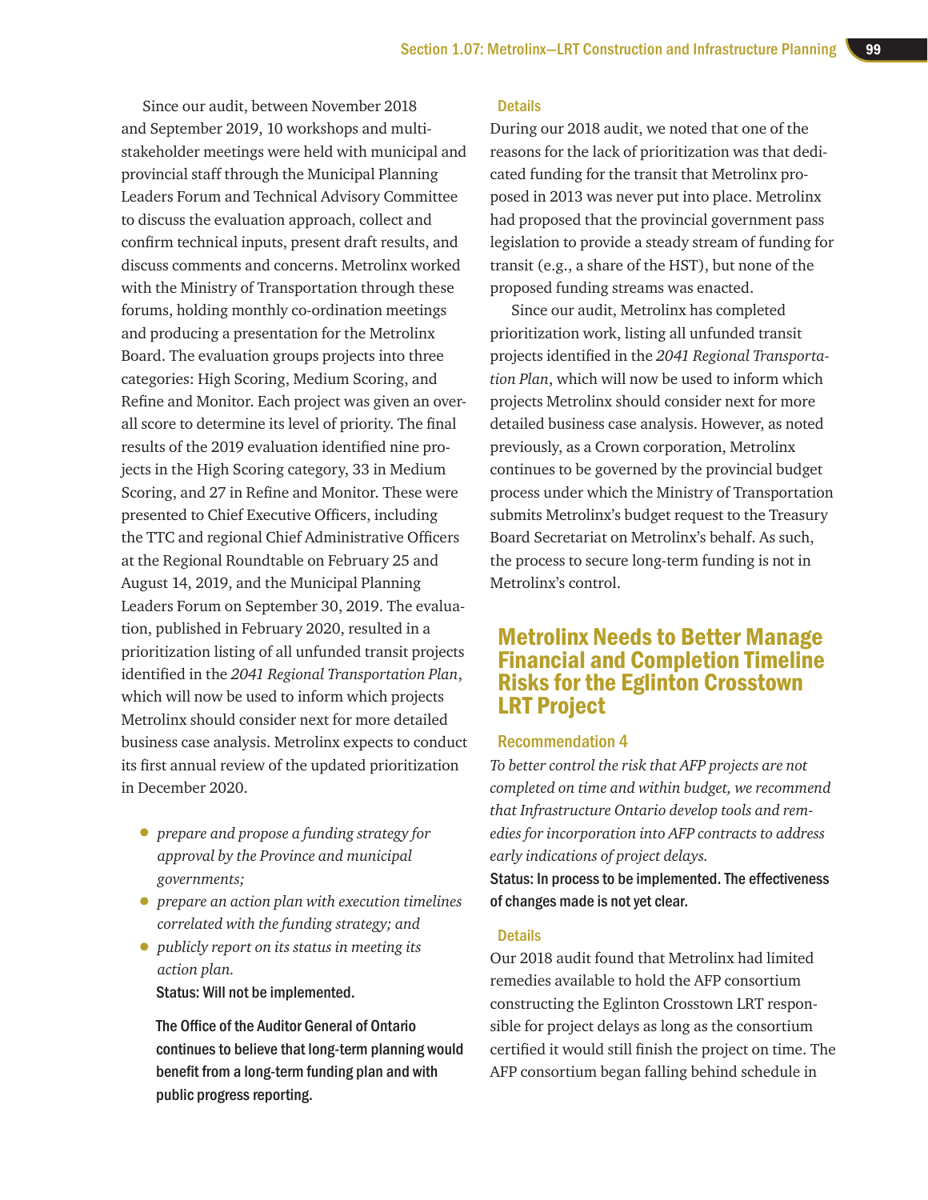Since our audit, between November 2018 and September 2019, 10 workshops and multi-stakeholder meetings were held with municipal and provincial staff through the Municipal Planning Leaders Forum and Technical Advisory Committee to discuss the evaluation approach, collect and confirm technical inputs, present draft results, and discuss comments and concerns. Metrolinx worked with the Ministry of Transportation through these forums, holding monthly co-ordination meetings and producing a presentation for the Metrolinx Board. The evaluation groups projects into three categories: High Scoring, Medium Scoring, and Refine and Monitor. Each project was given an overall score to determine its level of priority. The final results of the 2019 evaluation identified nine projects in the High Scoring category, 33 in Medium Scoring, and 27 in Refine and Monitor. These were presented to Chief Executive Officers, including the TTC and regional Chief Administrative Officers at the Regional Roundtable on February 25 and August 14, 2019, and the Municipal Planning Leaders Forum on September 30, 2019. The evaluation, published in February 2020, resulted in a prioritization listing of all unfunded transit projects identified in the *2041 Regional Transportation Plan*, which will now be used to inform which projects Metrolinx should consider next for more detailed business case analysis. Metrolinx expects to conduct its first annual review of the updated prioritization in December 2020.

- *prepare and propose a funding strategy for approval by the Province and municipal governments;*
- *prepare an action plan with execution timelines correlated with the funding strategy; and*
- *publicly report on its status in meeting its action plan.*

**Status: Will not be implemented.**

**The Office of the Auditor General of Ontario continues to believe that long-term planning would benefit from a long-term funding plan and with public progress reporting.**

### Details

During our 2018 audit, we noted that one of the reasons for the lack of prioritization was that dedicated funding for the transit that Metrolinx proposed in 2013 was never put into place. Metrolinx had proposed that the provincial government pass legislation to provide a steady stream of funding for transit (e.g., a share of the HST), but none of the proposed funding streams was enacted.

Since our audit, Metrolinx has completed prioritization work, listing all unfunded transit projects identified in the *2041 Regional Transportation Plan*, which will now be used to inform which projects Metrolinx should consider next for more detailed business case analysis. However, as noted previously, as a Crown corporation, Metrolinx continues to be governed by the provincial budget process under which the Ministry of Transportation submits Metrolinx's budget request to the Treasury Board Secretariat on Metrolinx's behalf. As such, the process to secure long-term funding is not in Metrolinx's control.

## Metrolinx Needs to Better Manage Financial and Completion Timeline Risks for the Eglinton Crosstown LRT Project

### Recommendation 4

*To better control the risk that AFP projects are not completed on time and within budget, we recommend that Infrastructure Ontario develop tools and remedies for incorporation into AFP contracts to address early indications of project delays.*

**Status: In process to be implemented. The effectiveness of changes made is not yet clear.**

### Details

Our 2018 audit found that Metrolinx had limited remedies available to hold the AFP consortium constructing the Eglinton Crosstown LRT responsible for project delays as long as the consortium certified it would still finish the project on time. The AFP consortium began falling behind schedule in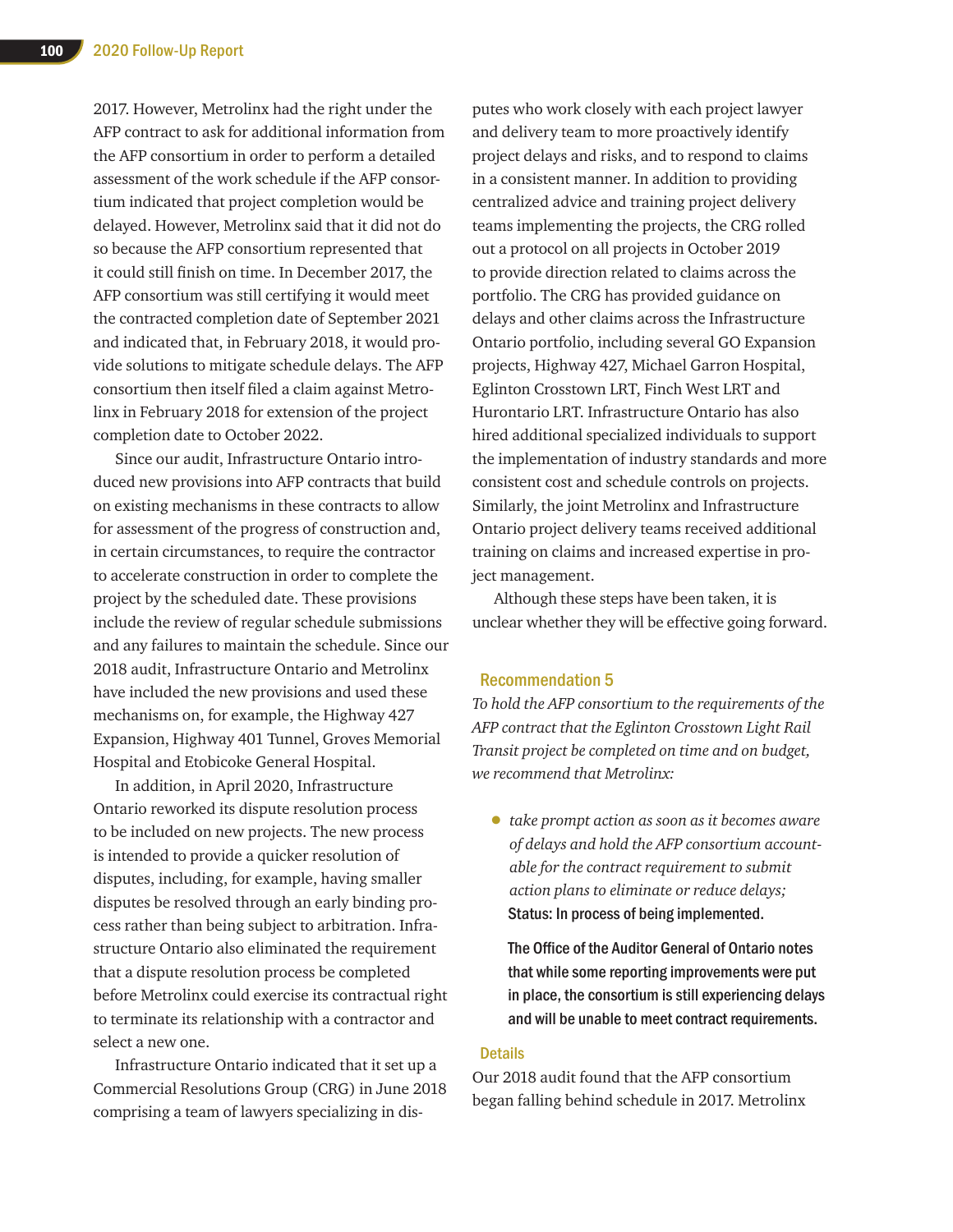2017. However, Metrolinx had the right under the AFP contract to ask for additional information from the AFP consortium in order to perform a detailed assessment of the work schedule if the AFP consortium indicated that project completion would be delayed. However, Metrolinx said that it did not do so because the AFP consortium represented that it could still finish on time. In December 2017, the AFP consortium was still certifying it would meet the contracted completion date of September 2021 and indicated that, in February 2018, it would provide solutions to mitigate schedule delays. The AFP consortium then itself filed a claim against Metrolinx in February 2018 for extension of the project completion date to October 2022.

Since our audit, Infrastructure Ontario introduced new provisions into AFP contracts that build on existing mechanisms in these contracts to allow for assessment of the progress of construction and, in certain circumstances, to require the contractor to accelerate construction in order to complete the project by the scheduled date. These provisions include the review of regular schedule submissions and any failures to maintain the schedule. Since our 2018 audit, Infrastructure Ontario and Metrolinx have included the new provisions and used these mechanisms on, for example, the Highway 427 Expansion, Highway 401 Tunnel, Groves Memorial Hospital and Etobicoke General Hospital.

In addition, in April 2020, Infrastructure Ontario reworked its dispute resolution process to be included on new projects. The new process is intended to provide a quicker resolution of disputes, including, for example, having smaller disputes be resolved through an early binding process rather than being subject to arbitration. Infrastructure Ontario also eliminated the requirement that a dispute resolution process be completed before Metrolinx could exercise its contractual right to terminate its relationship with a contractor and select a new one.

Infrastructure Ontario indicated that it set up a Commercial Resolutions Group (CRG) in June 2018 comprising a team of lawyers specializing in disputes who work closely with each project lawyer and delivery team to more proactively identify project delays and risks, and to respond to claims in a consistent manner. In addition to providing centralized advice and training project delivery teams implementing the projects, the CRG rolled out a protocol on all projects in October 2019 to provide direction related to claims across the portfolio. The CRG has provided guidance on delays and other claims across the Infrastructure Ontario portfolio, including several GO Expansion projects, Highway 427, Michael Garron Hospital, Eglinton Crosstown LRT, Finch West LRT and Hurontario LRT. Infrastructure Ontario has also hired additional specialized individuals to support the implementation of industry standards and more consistent cost and schedule controls on projects. Similarly, the joint Metrolinx and Infrastructure Ontario project delivery teams received additional training on claims and increased expertise in project management.

Although these steps have been taken, it is unclear whether they will be effective going forward.

### Recommendation 5

*To hold the AFP consortium to the requirements of the AFP contract that the Eglinton Crosstown Light Rail Transit project be completed on time and on budget, we recommend that Metrolinx:*

- *take prompt action as soon as it becomes aware of delays and hold the AFP consortium accountable for the contract requirement to submit action plans to eliminate or reduce delays;*

  **Status: In process of being implemented.**

  **The Office of the Auditor General of Ontario notes that while some reporting improvements were put in place, the consortium is still experiencing delays and will be unable to meet contract requirements.**

### Details

Our 2018 audit found that the AFP consortium began falling behind schedule in 2017. Metrolinx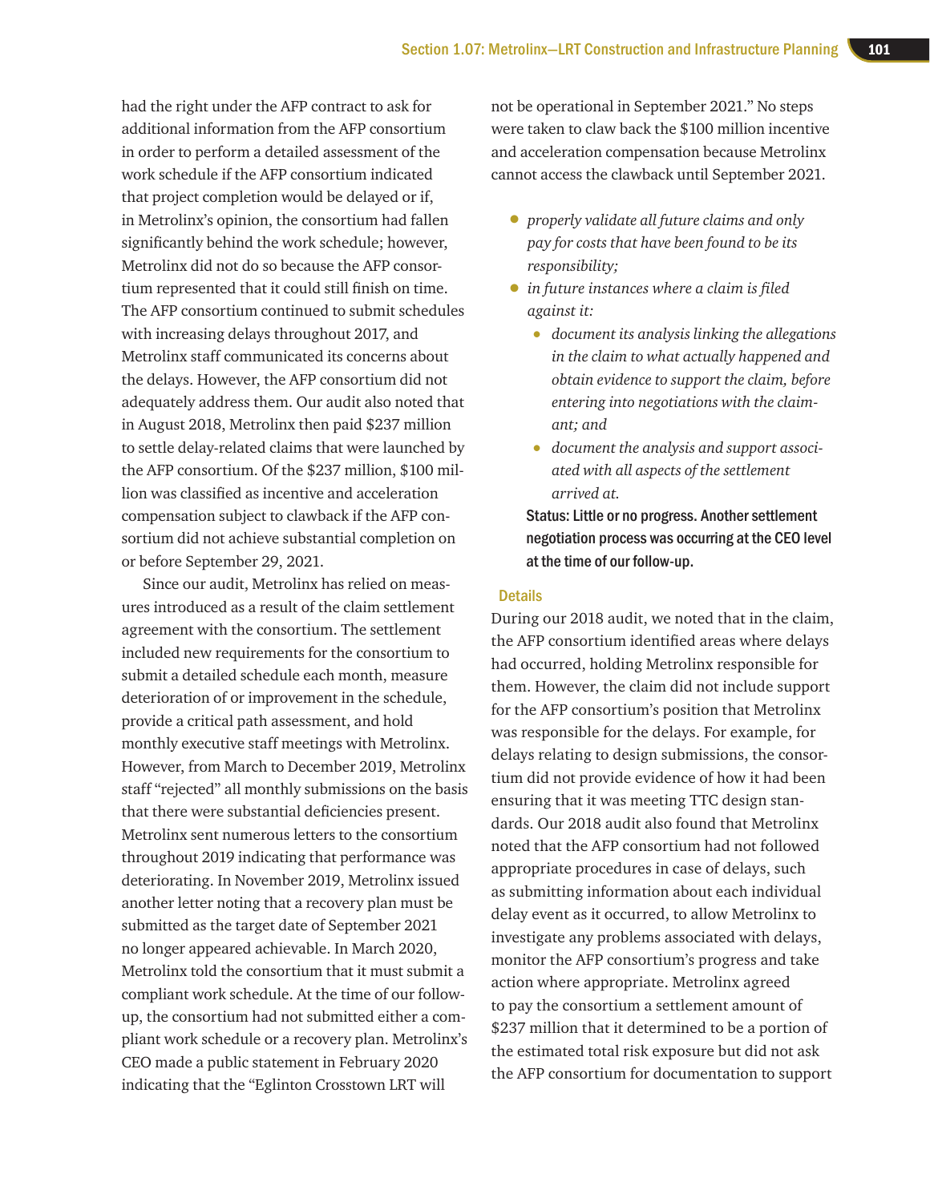had the right under the AFP contract to ask for additional information from the AFP consortium in order to perform a detailed assessment of the work schedule if the AFP consortium indicated that project completion would be delayed or if, in Metrolinx's opinion, the consortium had fallen significantly behind the work schedule; however, Metrolinx did not do so because the AFP consortium represented that it could still finish on time. The AFP consortium continued to submit schedules with increasing delays throughout 2017, and Metrolinx staff communicated its concerns about the delays. However, the AFP consortium did not adequately address them. Our audit also noted that in August 2018, Metrolinx then paid $237 million to settle delay-related claims that were launched by the AFP consortium. Of the $237 million, $100 million was classified as incentive and acceleration compensation subject to clawback if the AFP consortium did not achieve substantial completion on or before September 29, 2021.

Since our audit, Metrolinx has relied on measures introduced as a result of the claim settlement agreement with the consortium. The settlement included new requirements for the consortium to submit a detailed schedule each month, measure deterioration of or improvement in the schedule, provide a critical path assessment, and hold monthly executive staff meetings with Metrolinx. However, from March to December 2019, Metrolinx staff "rejected" all monthly submissions on the basis that there were substantial deficiencies present. Metrolinx sent numerous letters to the consortium throughout 2019 indicating that performance was deteriorating. In November 2019, Metrolinx issued another letter noting that a recovery plan must be submitted as the target date of September 2021 no longer appeared achievable. In March 2020, Metrolinx told the consortium that it must submit a compliant work schedule. At the time of our follow-up, the consortium had not submitted either a compliant work schedule or a recovery plan. Metrolinx's CEO made a public statement in February 2020 indicating that the "Eglinton Crosstown LRT will not be operational in September 2021." No steps were taken to claw back the $100 million incentive and acceleration compensation because Metrolinx cannot access the clawback until September 2021.

- *properly validate all future claims and only pay for costs that have been found to be its responsibility;*
- *in future instances where a claim is filed against it:*
  - *document its analysis linking the allegations in the claim to what actually happened and obtain evidence to support the claim, before entering into negotiations with the claimant; and*
  - *document the analysis and support associated with all aspects of the settlement arrived at.*

**Status: Little or no progress. Another settlement negotiation process was occurring at the CEO level at the time of our follow-up.**

### Details

During our 2018 audit, we noted that in the claim, the AFP consortium identified areas where delays had occurred, holding Metrolinx responsible for them. However, the claim did not include support for the AFP consortium's position that Metrolinx was responsible for the delays. For example, for delays relating to design submissions, the consortium did not provide evidence of how it had been ensuring that it was meeting TTC design standards. Our 2018 audit also found that Metrolinx noted that the AFP consortium had not followed appropriate procedures in case of delays, such as submitting information about each individual delay event as it occurred, to allow Metrolinx to investigate any problems associated with delays, monitor the AFP consortium's progress and take action where appropriate. Metrolinx agreed to pay the consortium a settlement amount of $237 million that it determined to be a portion of the estimated total risk exposure but did not ask the AFP consortium for documentation to support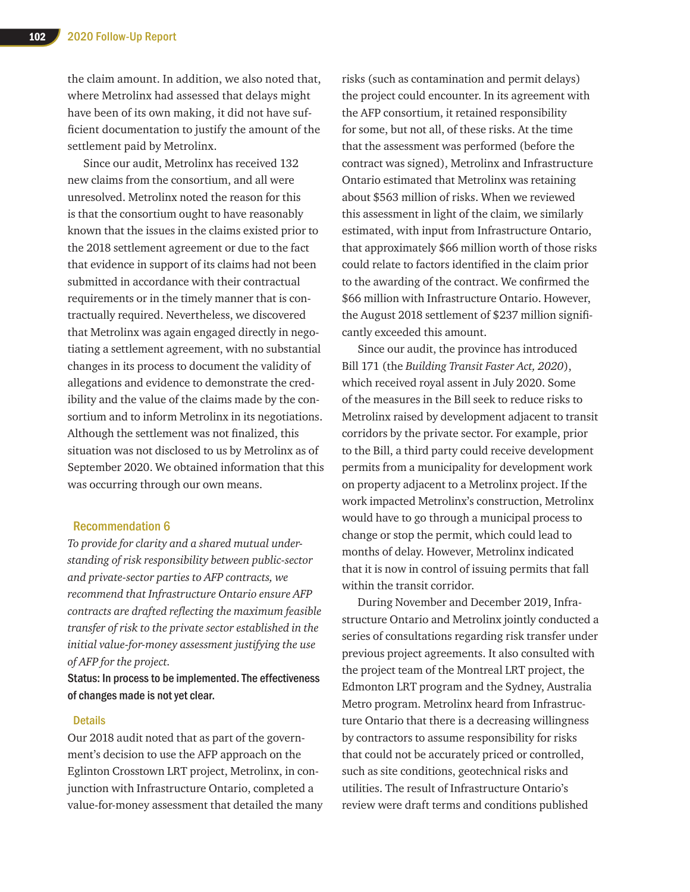the claim amount. In addition, we also noted that, where Metrolinx had assessed that delays might have been of its own making, it did not have sufficient documentation to justify the amount of the settlement paid by Metrolinx.

Since our audit, Metrolinx has received 132 new claims from the consortium, and all were unresolved. Metrolinx noted the reason for this is that the consortium ought to have reasonably known that the issues in the claims existed prior to the 2018 settlement agreement or due to the fact that evidence in support of its claims had not been submitted in accordance with their contractual requirements or in the timely manner that is contractually required. Nevertheless, we discovered that Metrolinx was again engaged directly in negotiating a settlement agreement, with no substantial changes in its process to document the validity of allegations and evidence to demonstrate the credibility and the value of the claims made by the consortium and to inform Metrolinx in its negotiations. Although the settlement was not finalized, this situation was not disclosed to us by Metrolinx as of September 2020. We obtained information that this was occurring through our own means.

### Recommendation 6

*To provide for clarity and a shared mutual understanding of risk responsibility between public-sector and private-sector parties to AFP contracts, we recommend that Infrastructure Ontario ensure AFP contracts are drafted reflecting the maximum feasible transfer of risk to the private sector established in the initial value-for-money assessment justifying the use of AFP for the project.*

**Status: In process to be implemented. The effectiveness of changes made is not yet clear.**

### Details

Our 2018 audit noted that as part of the government's decision to use the AFP approach on the Eglinton Crosstown LRT project, Metrolinx, in conjunction with Infrastructure Ontario, completed a value-for-money assessment that detailed the many risks (such as contamination and permit delays) the project could encounter. In its agreement with the AFP consortium, it retained responsibility for some, but not all, of these risks. At the time that the assessment was performed (before the contract was signed), Metrolinx and Infrastructure Ontario estimated that Metrolinx was retaining about $563 million of risks. When we reviewed this assessment in light of the claim, we similarly estimated, with input from Infrastructure Ontario, that approximately $66 million worth of those risks could relate to factors identified in the claim prior to the awarding of the contract. We confirmed the $66 million with Infrastructure Ontario. However, the August 2018 settlement of $237 million significantly exceeded this amount.

Since our audit, the province has introduced Bill 171 (the *Building Transit Faster Act, 2020*), which received royal assent in July 2020. Some of the measures in the Bill seek to reduce risks to Metrolinx raised by development adjacent to transit corridors by the private sector. For example, prior to the Bill, a third party could receive development permits from a municipality for development work on property adjacent to a Metrolinx project. If the work impacted Metrolinx's construction, Metrolinx would have to go through a municipal process to change or stop the permit, which could lead to months of delay. However, Metrolinx indicated that it is now in control of issuing permits that fall within the transit corridor.

During November and December 2019, Infrastructure Ontario and Metrolinx jointly conducted a series of consultations regarding risk transfer under previous project agreements. It also consulted with the project team of the Montreal LRT project, the Edmonton LRT program and the Sydney, Australia Metro program. Metrolinx heard from Infrastructure Ontario that there is a decreasing willingness by contractors to assume responsibility for risks that could not be accurately priced or controlled, such as site conditions, geotechnical risks and utilities. The result of Infrastructure Ontario's review were draft terms and conditions published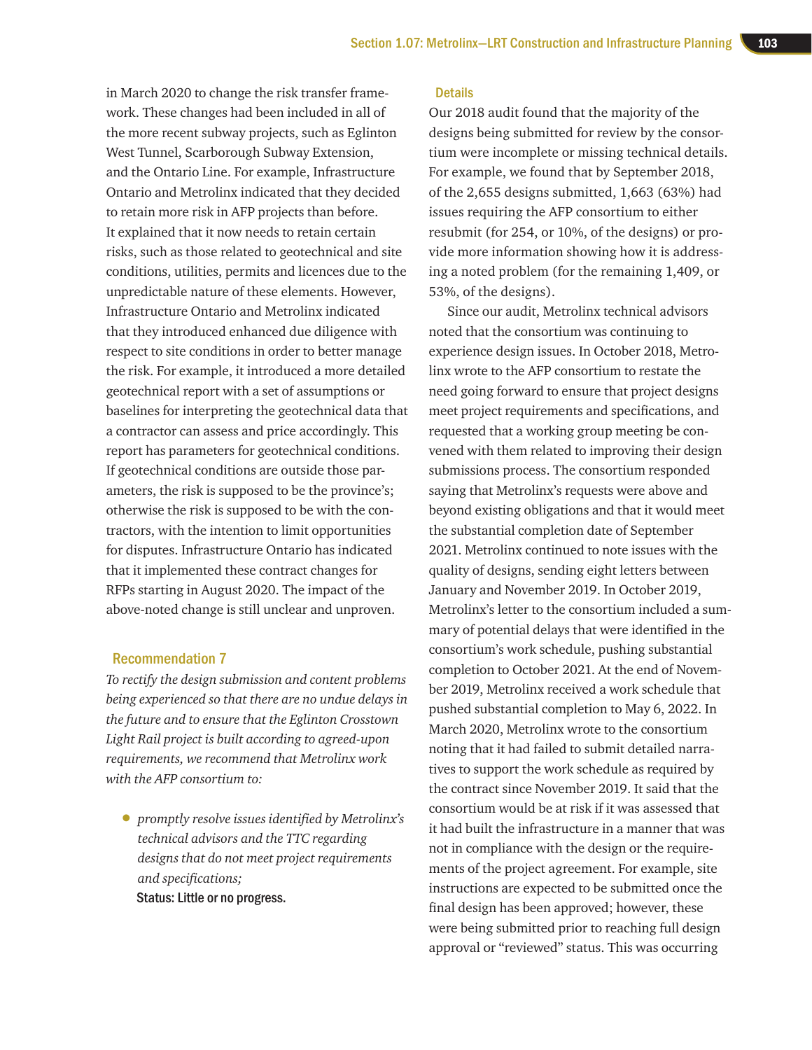in March 2020 to change the risk transfer framework. These changes had been included in all of the more recent subway projects, such as Eglinton West Tunnel, Scarborough Subway Extension, and the Ontario Line. For example, Infrastructure Ontario and Metrolinx indicated that they decided to retain more risk in AFP projects than before. It explained that it now needs to retain certain risks, such as those related to geotechnical and site conditions, utilities, permits and licences due to the unpredictable nature of these elements. However, Infrastructure Ontario and Metrolinx indicated that they introduced enhanced due diligence with respect to site conditions in order to better manage the risk. For example, it introduced a more detailed geotechnical report with a set of assumptions or baselines for interpreting the geotechnical data that a contractor can assess and price accordingly. This report has parameters for geotechnical conditions. If geotechnical conditions are outside those parameters, the risk is supposed to be the province's; otherwise the risk is supposed to be with the contractors, with the intention to limit opportunities for disputes. Infrastructure Ontario has indicated that it implemented these contract changes for RFPs starting in August 2020. The impact of the above-noted change is still unclear and unproven.

## Recommendation 7

*To rectify the design submission and content problems being experienced so that there are no undue delays in the future and to ensure that the Eglinton Crosstown Light Rail project is built according to agreed-upon requirements, we recommend that Metrolinx work with the AFP consortium to:*

- *promptly resolve issues identified by Metrolinx's technical advisors and the TTC regarding designs that do not meet project requirements and specifications;*

  **Status: Little or no progress.**

### Details

Our 2018 audit found that the majority of the designs being submitted for review by the consortium were incomplete or missing technical details. For example, we found that by September 2018, of the 2,655 designs submitted, 1,663 (63%) had issues requiring the AFP consortium to either resubmit (for 254, or 10%, of the designs) or provide more information showing how it is addressing a noted problem (for the remaining 1,409, or 53%, of the designs).

Since our audit, Metrolinx technical advisors noted that the consortium was continuing to experience design issues. In October 2018, Metrolinx wrote to the AFP consortium to restate the need going forward to ensure that project designs meet project requirements and specifications, and requested that a working group meeting be convened with them related to improving their design submissions process. The consortium responded saying that Metrolinx's requests were above and beyond existing obligations and that it would meet the substantial completion date of September 2021. Metrolinx continued to note issues with the quality of designs, sending eight letters between January and November 2019. In October 2019, Metrolinx's letter to the consortium included a summary of potential delays that were identified in the consortium's work schedule, pushing substantial completion to October 2021. At the end of November 2019, Metrolinx received a work schedule that pushed substantial completion to May 6, 2022. In March 2020, Metrolinx wrote to the consortium noting that it had failed to submit detailed narratives to support the work schedule as required by the contract since November 2019. It said that the consortium would be at risk if it was assessed that it had built the infrastructure in a manner that was not in compliance with the design or the requirements of the project agreement. For example, site instructions are expected to be submitted once the final design has been approved; however, these were being submitted prior to reaching full design approval or "reviewed" status. This was occurring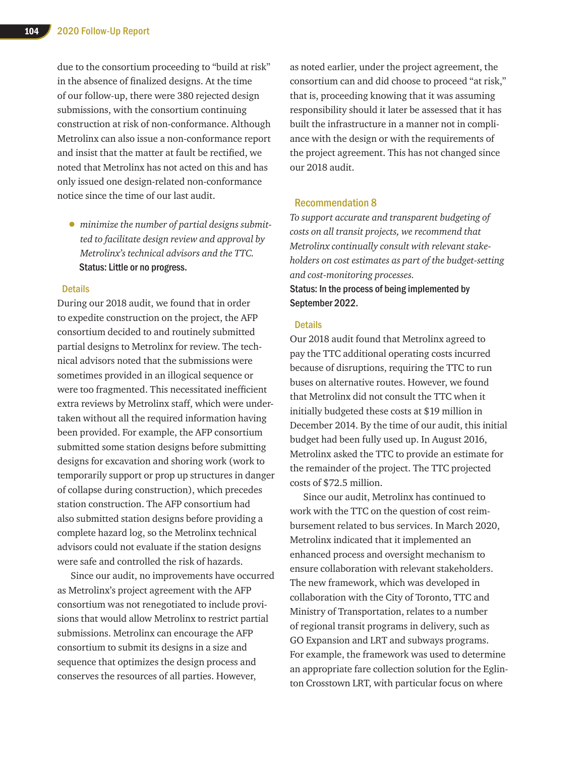due to the consortium proceeding to "build at risk" in the absence of finalized designs. At the time of our follow-up, there were 380 rejected design submissions, with the consortium continuing construction at risk of non-conformance. Although Metrolinx can also issue a non-conformance report and insist that the matter at fault be rectified, we noted that Metrolinx has not acted on this and has only issued one design-related non-conformance notice since the time of our last audit.

- *minimize the number of partial designs submitted to facilitate design review and approval by Metrolinx's technical advisors and the TTC.*

**Status: Little or no progress.**

### Details

During our 2018 audit, we found that in order to expedite construction on the project, the AFP consortium decided to and routinely submitted partial designs to Metrolinx for review. The technical advisors noted that the submissions were sometimes provided in an illogical sequence or were too fragmented. This necessitated inefficient extra reviews by Metrolinx staff, which were undertaken without all the required information having been provided. For example, the AFP consortium submitted some station designs before submitting designs for excavation and shoring work (work to temporarily support or prop up structures in danger of collapse during construction), which precedes station construction. The AFP consortium had also submitted station designs before providing a complete hazard log, so the Metrolinx technical advisors could not evaluate if the station designs were safe and controlled the risk of hazards.

Since our audit, no improvements have occurred as Metrolinx's project agreement with the AFP consortium was not renegotiated to include provisions that would allow Metrolinx to restrict partial submissions. Metrolinx can encourage the AFP consortium to submit its designs in a size and sequence that optimizes the design process and conserves the resources of all parties. However, as noted earlier, under the project agreement, the consortium can and did choose to proceed "at risk," that is, proceeding knowing that it was assuming responsibility should it later be assessed that it has built the infrastructure in a manner not in compliance with the design or with the requirements of the project agreement. This has not changed since our 2018 audit.

## Recommendation 8

*To support accurate and transparent budgeting of costs on all transit projects, we recommend that Metrolinx continually consult with relevant stakeholders on cost estimates as part of the budget-setting and cost-monitoring processes.*

**Status: In the process of being implemented by September 2022.**

### Details

Our 2018 audit found that Metrolinx agreed to pay the TTC additional operating costs incurred because of disruptions, requiring the TTC to run buses on alternative routes. However, we found that Metrolinx did not consult the TTC when it initially budgeted these costs at $19 million in December 2014. By the time of our audit, this initial budget had been fully used up. In August 2016, Metrolinx asked the TTC to provide an estimate for the remainder of the project. The TTC projected costs of $72.5 million.

Since our audit, Metrolinx has continued to work with the TTC on the question of cost reimbursement related to bus services. In March 2020, Metrolinx indicated that it implemented an enhanced process and oversight mechanism to ensure collaboration with relevant stakeholders. The new framework, which was developed in collaboration with the City of Toronto, TTC and Ministry of Transportation, relates to a number of regional transit programs in delivery, such as GO Expansion and LRT and subways programs. For example, the framework was used to determine an appropriate fare collection solution for the Eglinton Crosstown LRT, with particular focus on where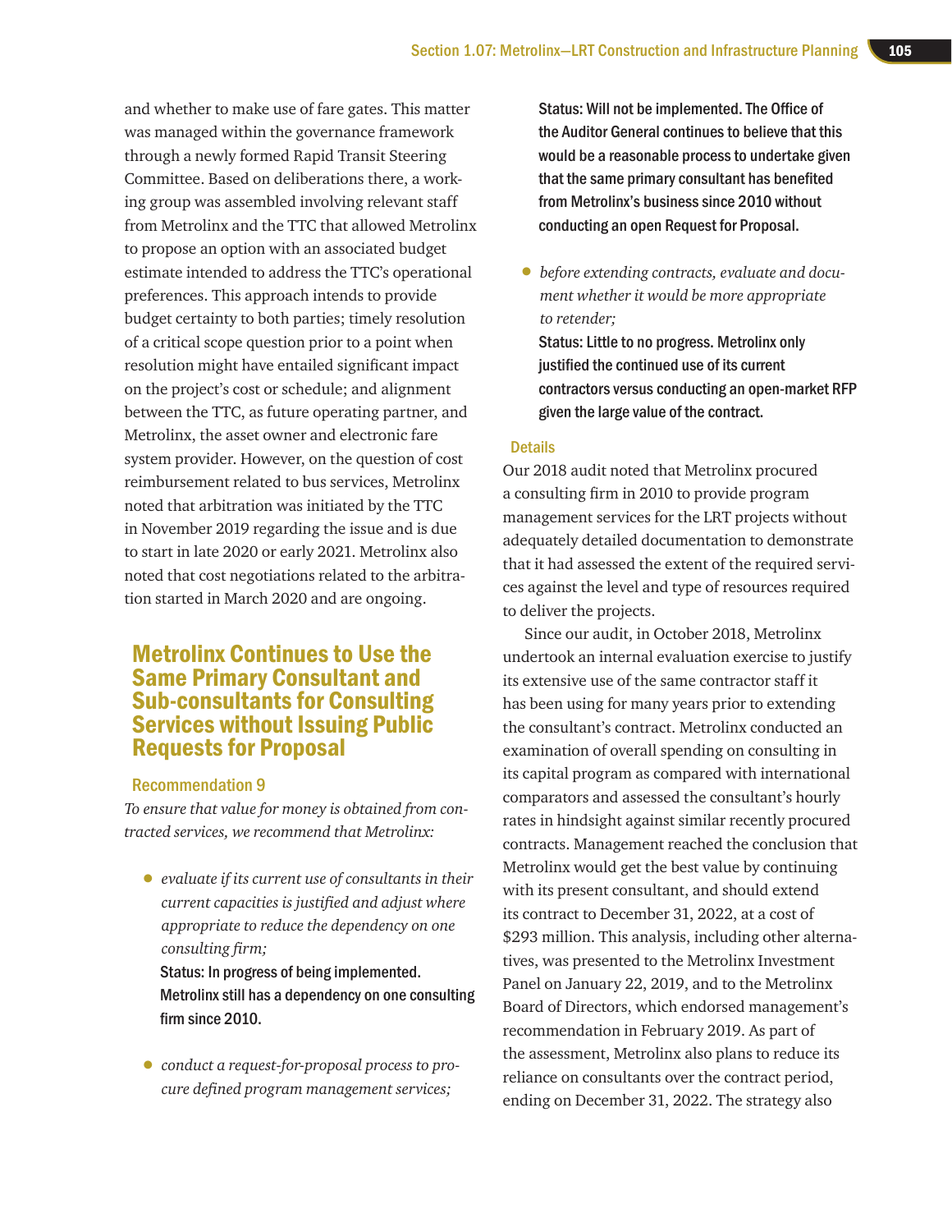and whether to make use of fare gates. This matter was managed within the governance framework through a newly formed Rapid Transit Steering Committee. Based on deliberations there, a working group was assembled involving relevant staff from Metrolinx and the TTC that allowed Metrolinx to propose an option with an associated budget estimate intended to address the TTC's operational preferences. This approach intends to provide budget certainty to both parties; timely resolution of a critical scope question prior to a point when resolution might have entailed significant impact on the project's cost or schedule; and alignment between the TTC, as future operating partner, and Metrolinx, the asset owner and electronic fare system provider. However, on the question of cost reimbursement related to bus services, Metrolinx noted that arbitration was initiated by the TTC in November 2019 regarding the issue and is due to start in late 2020 or early 2021. Metrolinx also noted that cost negotiations related to the arbitration started in March 2020 and are ongoing.

## Metrolinx Continues to Use the Same Primary Consultant and Sub-consultants for Consulting Services without Issuing Public Requests for Proposal

### Recommendation 9

*To ensure that value for money is obtained from contracted services, we recommend that Metrolinx:*

- *evaluate if its current use of consultants in their current capacities is justified and adjust where appropriate to reduce the dependency on one consulting firm;*

  **Status: In progress of being implemented. Metrolinx still has a dependency on one consulting firm since 2010.**

- *conduct a request-for-proposal process to procure defined program management services;*

  **Status: Will not be implemented. The Office of the Auditor General continues to believe that this would be a reasonable process to undertake given that the same primary consultant has benefited from Metrolinx's business since 2010 without conducting an open Request for Proposal.**

- *before extending contracts, evaluate and document whether it would be more appropriate to retender;*

  **Status: Little to no progress. Metrolinx only justified the continued use of its current contractors versus conducting an open-market RFP given the large value of the contract.**

### Details

Our 2018 audit noted that Metrolinx procured a consulting firm in 2010 to provide program management services for the LRT projects without adequately detailed documentation to demonstrate that it had assessed the extent of the required services against the level and type of resources required to deliver the projects.

Since our audit, in October 2018, Metrolinx undertook an internal evaluation exercise to justify its extensive use of the same contractor staff it has been using for many years prior to extending the consultant's contract. Metrolinx conducted an examination of overall spending on consulting in its capital program as compared with international comparators and assessed the consultant's hourly rates in hindsight against similar recently procured contracts. Management reached the conclusion that Metrolinx would get the best value by continuing with its present consultant, and should extend its contract to December 31, 2022, at a cost of $293 million. This analysis, including other alternatives, was presented to the Metrolinx Investment Panel on January 22, 2019, and to the Metrolinx Board of Directors, which endorsed management's recommendation in February 2019. As part of the assessment, Metrolinx also plans to reduce its reliance on consultants over the contract period, ending on December 31, 2022. The strategy also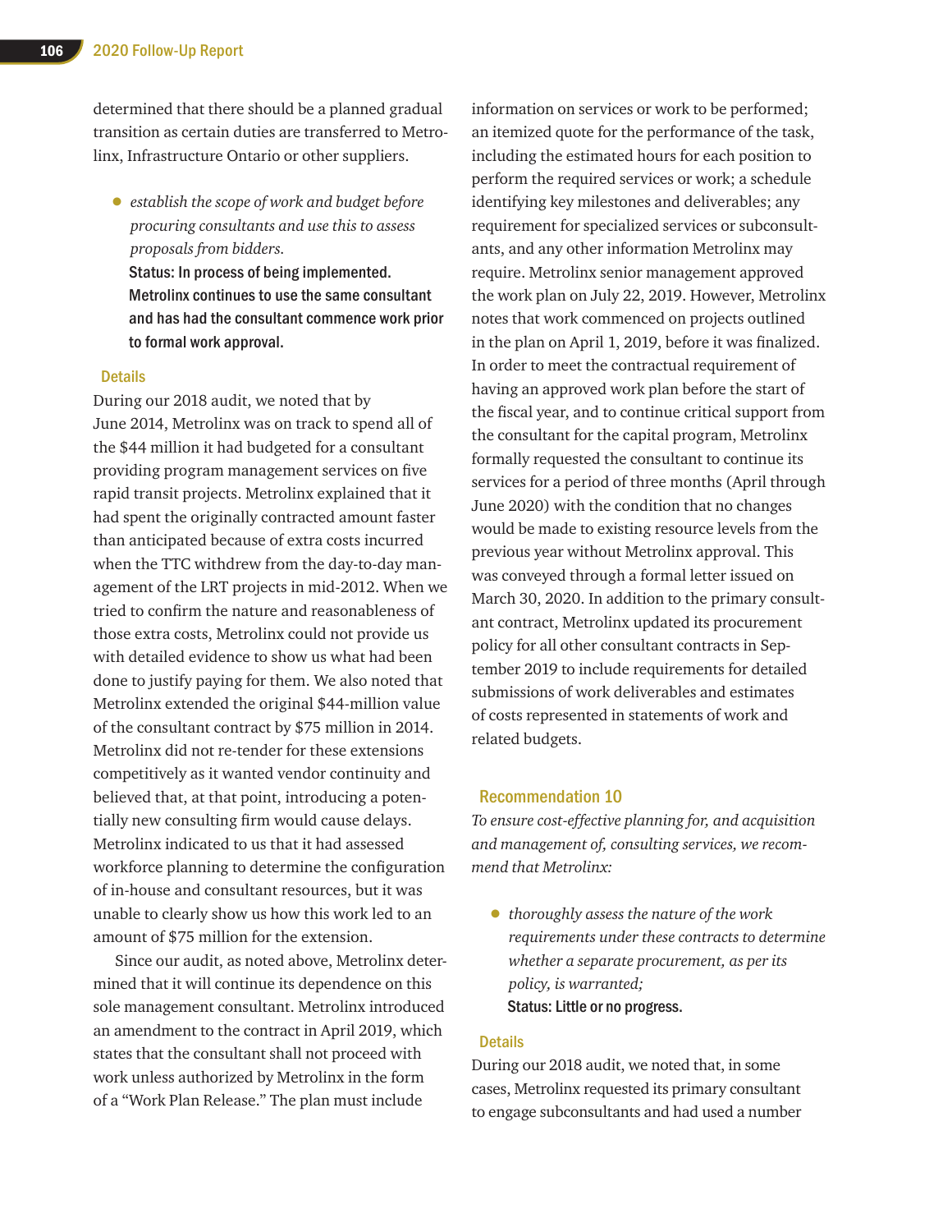determined that there should be a planned gradual transition as certain duties are transferred to Metrolinx, Infrastructure Ontario or other suppliers.

- *establish the scope of work and budget before procuring consultants and use this to assess proposals from bidders.*
  **Status: In process of being implemented. Metrolinx continues to use the same consultant and has had the consultant commence work prior to formal work approval.**

### Details

During our 2018 audit, we noted that by June 2014, Metrolinx was on track to spend all of the $44 million it had budgeted for a consultant providing program management services on five rapid transit projects. Metrolinx explained that it had spent the originally contracted amount faster than anticipated because of extra costs incurred when the TTC withdrew from the day-to-day management of the LRT projects in mid-2012. When we tried to confirm the nature and reasonableness of those extra costs, Metrolinx could not provide us with detailed evidence to show us what had been done to justify paying for them. We also noted that Metrolinx extended the original $44-million value of the consultant contract by $75 million in 2014. Metrolinx did not re-tender for these extensions competitively as it wanted vendor continuity and believed that, at that point, introducing a potentially new consulting firm would cause delays. Metrolinx indicated to us that it had assessed workforce planning to determine the configuration of in-house and consultant resources, but it was unable to clearly show us how this work led to an amount of $75 million for the extension.

Since our audit, as noted above, Metrolinx determined that it will continue its dependence on this sole management consultant. Metrolinx introduced an amendment to the contract in April 2019, which states that the consultant shall not proceed with work unless authorized by Metrolinx in the form of a "Work Plan Release." The plan must include information on services or work to be performed; an itemized quote for the performance of the task, including the estimated hours for each position to perform the required services or work; a schedule identifying key milestones and deliverables; any requirement for specialized services or subconsultants, and any other information Metrolinx may require. Metrolinx senior management approved the work plan on July 22, 2019. However, Metrolinx notes that work commenced on projects outlined in the plan on April 1, 2019, before it was finalized. In order to meet the contractual requirement of having an approved work plan before the start of the fiscal year, and to continue critical support from the consultant for the capital program, Metrolinx formally requested the consultant to continue its services for a period of three months (April through June 2020) with the condition that no changes would be made to existing resource levels from the previous year without Metrolinx approval. This was conveyed through a formal letter issued on March 30, 2020. In addition to the primary consultant contract, Metrolinx updated its procurement policy for all other consultant contracts in September 2019 to include requirements for detailed submissions of work deliverables and estimates of costs represented in statements of work and related budgets.

## Recommendation 10

*To ensure cost-effective planning for, and acquisition and management of, consulting services, we recommend that Metrolinx:*

- *thoroughly assess the nature of the work requirements under these contracts to determine whether a separate procurement, as per its policy, is warranted;*
  **Status: Little or no progress.**

### Details

During our 2018 audit, we noted that, in some cases, Metrolinx requested its primary consultant to engage subconsultants and had used a number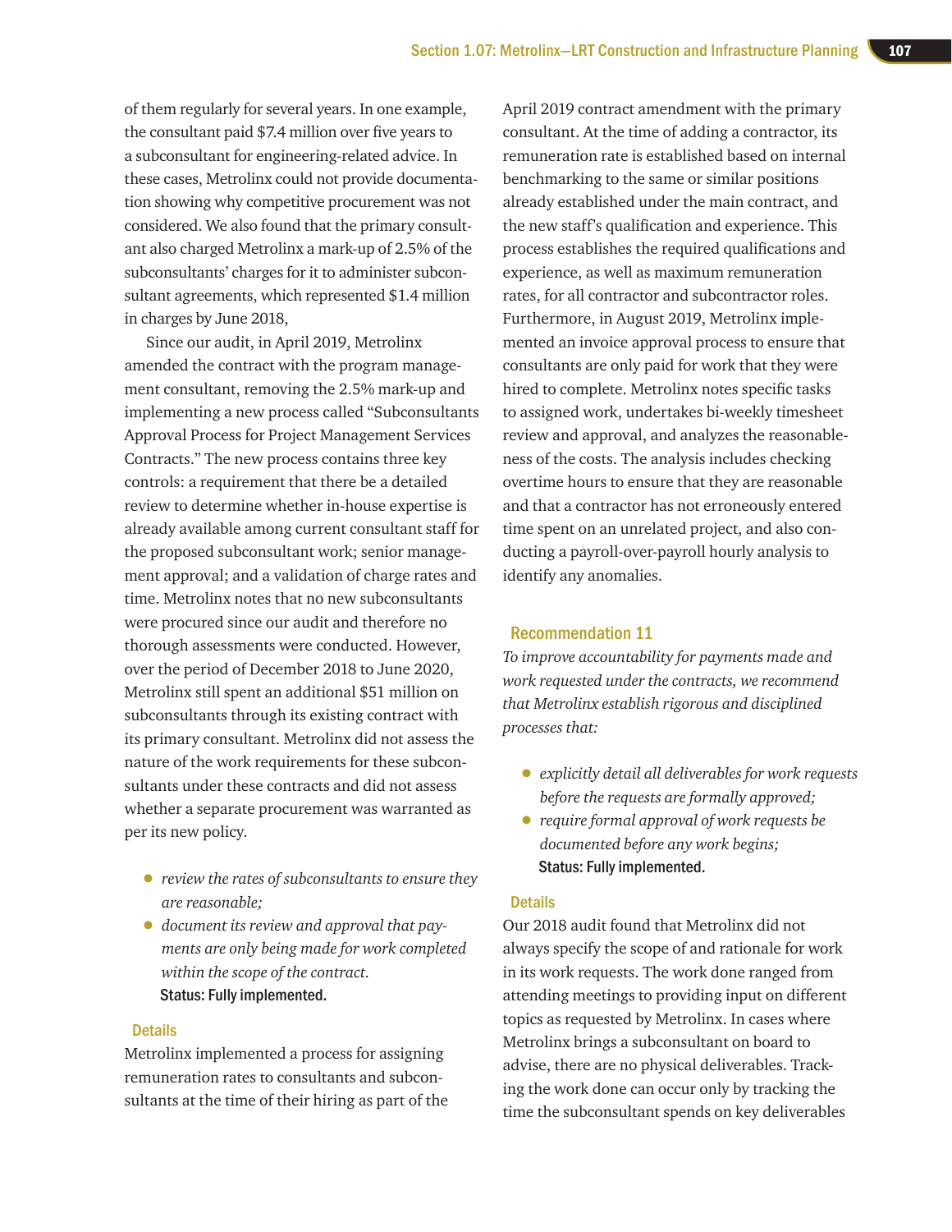of them regularly for several years. In one example, the consultant paid $7.4 million over five years to a subconsultant for engineering-related advice. In these cases, Metrolinx could not provide documentation showing why competitive procurement was not considered. We also found that the primary consultant also charged Metrolinx a mark-up of 2.5% of the subconsultants' charges for it to administer subconsultant agreements, which represented $1.4 million in charges by June 2018,

Since our audit, in April 2019, Metrolinx amended the contract with the program management consultant, removing the 2.5% mark-up and implementing a new process called "Subconsultants Approval Process for Project Management Services Contracts." The new process contains three key controls: a requirement that there be a detailed review to determine whether in-house expertise is already available among current consultant staff for the proposed subconsultant work; senior management approval; and a validation of charge rates and time. Metrolinx notes that no new subconsultants were procured since our audit and therefore no thorough assessments were conducted. However, over the period of December 2018 to June 2020, Metrolinx still spent an additional $51 million on subconsultants through its existing contract with its primary consultant. Metrolinx did not assess the nature of the work requirements for these subconsultants under these contracts and did not assess whether a separate procurement was warranted as per its new policy.

- *review the rates of subconsultants to ensure they are reasonable;*
- *document its review and approval that payments are only being made for work completed within the scope of the contract.*

**Status: Fully implemented.**

### Details

Metrolinx implemented a process for assigning remuneration rates to consultants and subconsultants at the time of their hiring as part of the April 2019 contract amendment with the primary consultant. At the time of adding a contractor, its remuneration rate is established based on internal benchmarking to the same or similar positions already established under the main contract, and the new staff's qualification and experience. This process establishes the required qualifications and experience, as well as maximum remuneration rates, for all contractor and subcontractor roles. Furthermore, in August 2019, Metrolinx implemented an invoice approval process to ensure that consultants are only paid for work that they were hired to complete. Metrolinx notes specific tasks to assigned work, undertakes bi-weekly timesheet review and approval, and analyzes the reasonableness of the costs. The analysis includes checking overtime hours to ensure that they are reasonable and that a contractor has not erroneously entered time spent on an unrelated project, and also conducting a payroll-over-payroll hourly analysis to identify any anomalies.

## Recommendation 11

*To improve accountability for payments made and work requested under the contracts, we recommend that Metrolinx establish rigorous and disciplined processes that:*

- *explicitly detail all deliverables for work requests before the requests are formally approved;*
- *require formal approval of work requests be documented before any work begins;*

**Status: Fully implemented.**

### Details

Our 2018 audit found that Metrolinx did not always specify the scope of and rationale for work in its work requests. The work done ranged from attending meetings to providing input on different topics as requested by Metrolinx. In cases where Metrolinx brings a subconsultant on board to advise, there are no physical deliverables. Tracking the work done can occur only by tracking the time the subconsultant spends on key deliverables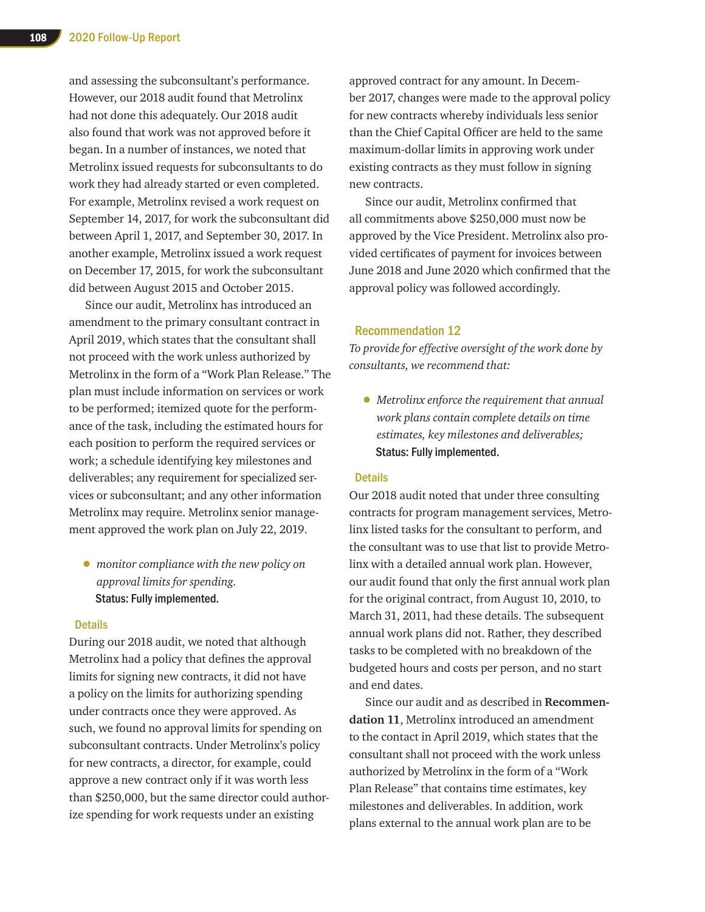and assessing the subconsultant's performance. However, our 2018 audit found that Metrolinx had not done this adequately. Our 2018 audit also found that work was not approved before it began. In a number of instances, we noted that Metrolinx issued requests for subconsultants to do work they had already started or even completed. For example, Metrolinx revised a work request on September 14, 2017, for work the subconsultant did between April 1, 2017, and September 30, 2017. In another example, Metrolinx issued a work request on December 17, 2015, for work the subconsultant did between August 2015 and October 2015.

Since our audit, Metrolinx has introduced an amendment to the primary consultant contract in April 2019, which states that the consultant shall not proceed with the work unless authorized by Metrolinx in the form of a "Work Plan Release." The plan must include information on services or work to be performed; itemized quote for the performance of the task, including the estimated hours for each position to perform the required services or work; a schedule identifying key milestones and deliverables; any requirement for specialized services or subconsultant; and any other information Metrolinx may require. Metrolinx senior management approved the work plan on July 22, 2019.

- *monitor compliance with the new policy on approval limits for spending.*
  **Status: Fully implemented.**

### Details

During our 2018 audit, we noted that although Metrolinx had a policy that defines the approval limits for signing new contracts, it did not have a policy on the limits for authorizing spending under contracts once they were approved. As such, we found no approval limits for spending on subconsultant contracts. Under Metrolinx's policy for new contracts, a director, for example, could approve a new contract only if it was worth less than $250,000, but the same director could authorize spending for work requests under an existing approved contract for any amount. In December 2017, changes were made to the approval policy for new contracts whereby individuals less senior than the Chief Capital Officer are held to the same maximum-dollar limits in approving work under existing contracts as they must follow in signing new contracts.

Since our audit, Metrolinx confirmed that all commitments above $250,000 must now be approved by the Vice President. Metrolinx also provided certificates of payment for invoices between June 2018 and June 2020 which confirmed that the approval policy was followed accordingly.

## Recommendation 12

*To provide for effective oversight of the work done by consultants, we recommend that:*

- *Metrolinx enforce the requirement that annual work plans contain complete details on time estimates, key milestones and deliverables;*
  **Status: Fully implemented.**

### Details

Our 2018 audit noted that under three consulting contracts for program management services, Metrolinx listed tasks for the consultant to perform, and the consultant was to use that list to provide Metrolinx with a detailed annual work plan. However, our audit found that only the first annual work plan for the original contract, from August 10, 2010, to March 31, 2011, had these details. The subsequent annual work plans did not. Rather, they described tasks to be completed with no breakdown of the budgeted hours and costs per person, and no start and end dates.

Since our audit and as described in **Recommendation 11**, Metrolinx introduced an amendment to the contact in April 2019, which states that the consultant shall not proceed with the work unless authorized by Metrolinx in the form of a "Work Plan Release" that contains time estimates, key milestones and deliverables. In addition, work plans external to the annual work plan are to be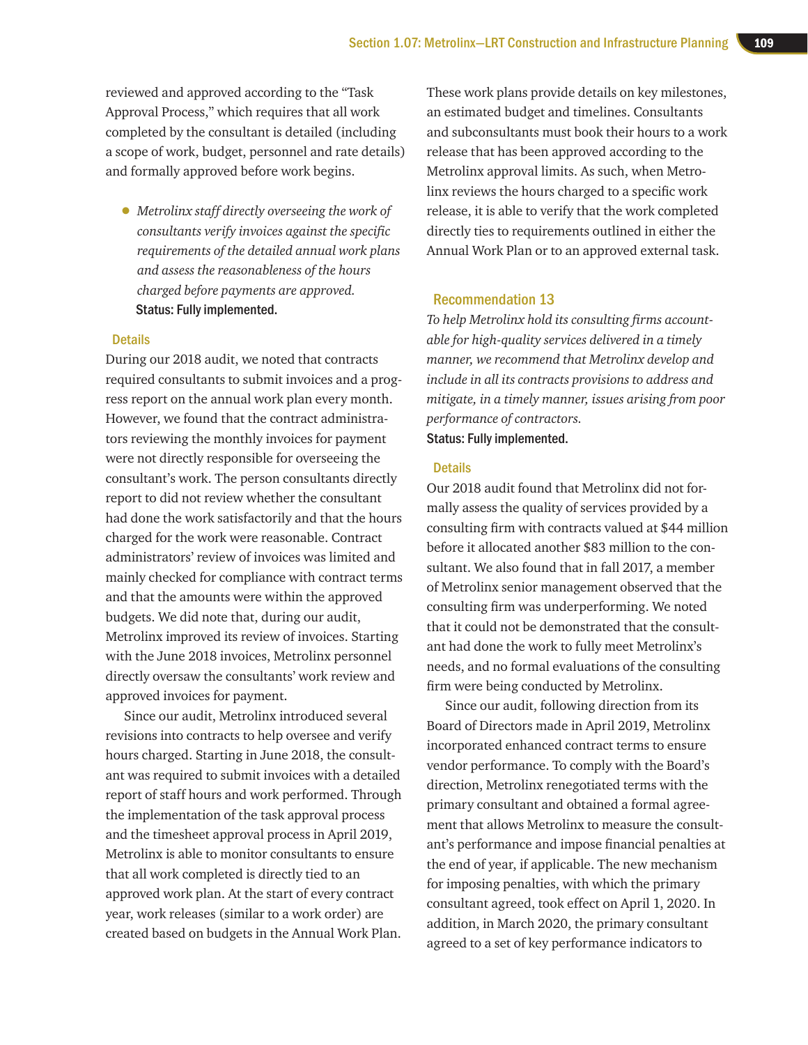reviewed and approved according to the "Task Approval Process," which requires that all work completed by the consultant is detailed (including a scope of work, budget, personnel and rate details) and formally approved before work begins.

- *Metrolinx staff directly overseeing the work of consultants verify invoices against the specific requirements of the detailed annual work plans and assess the reasonableness of the hours charged before payments are approved.*
**Status: Fully implemented.**

### Details

During our 2018 audit, we noted that contracts required consultants to submit invoices and a progress report on the annual work plan every month. However, we found that the contract administrators reviewing the monthly invoices for payment were not directly responsible for overseeing the consultant's work. The person consultants directly report to did not review whether the consultant had done the work satisfactorily and that the hours charged for the work were reasonable. Contract administrators' review of invoices was limited and mainly checked for compliance with contract terms and that the amounts were within the approved budgets. We did note that, during our audit, Metrolinx improved its review of invoices. Starting with the June 2018 invoices, Metrolinx personnel directly oversaw the consultants' work review and approved invoices for payment.

Since our audit, Metrolinx introduced several revisions into contracts to help oversee and verify hours charged. Starting in June 2018, the consultant was required to submit invoices with a detailed report of staff hours and work performed. Through the implementation of the task approval process and the timesheet approval process in April 2019, Metrolinx is able to monitor consultants to ensure that all work completed is directly tied to an approved work plan. At the start of every contract year, work releases (similar to a work order) are created based on budgets in the Annual Work Plan. These work plans provide details on key milestones, an estimated budget and timelines. Consultants and subconsultants must book their hours to a work release that has been approved according to the Metrolinx approval limits. As such, when Metrolinx reviews the hours charged to a specific work release, it is able to verify that the work completed directly ties to requirements outlined in either the Annual Work Plan or to an approved external task.

## Recommendation 13

*To help Metrolinx hold its consulting firms accountable for high-quality services delivered in a timely manner, we recommend that Metrolinx develop and include in all its contracts provisions to address and mitigate, in a timely manner, issues arising from poor performance of contractors.*
**Status: Fully implemented.**

### Details

Our 2018 audit found that Metrolinx did not formally assess the quality of services provided by a consulting firm with contracts valued at $44 million before it allocated another $83 million to the consultant. We also found that in fall 2017, a member of Metrolinx senior management observed that the consulting firm was underperforming. We noted that it could not be demonstrated that the consultant had done the work to fully meet Metrolinx's needs, and no formal evaluations of the consulting firm were being conducted by Metrolinx.

Since our audit, following direction from its Board of Directors made in April 2019, Metrolinx incorporated enhanced contract terms to ensure vendor performance. To comply with the Board's direction, Metrolinx renegotiated terms with the primary consultant and obtained a formal agreement that allows Metrolinx to measure the consultant's performance and impose financial penalties at the end of year, if applicable. The new mechanism for imposing penalties, with which the primary consultant agreed, took effect on April 1, 2020. In addition, in March 2020, the primary consultant agreed to a set of key performance indicators to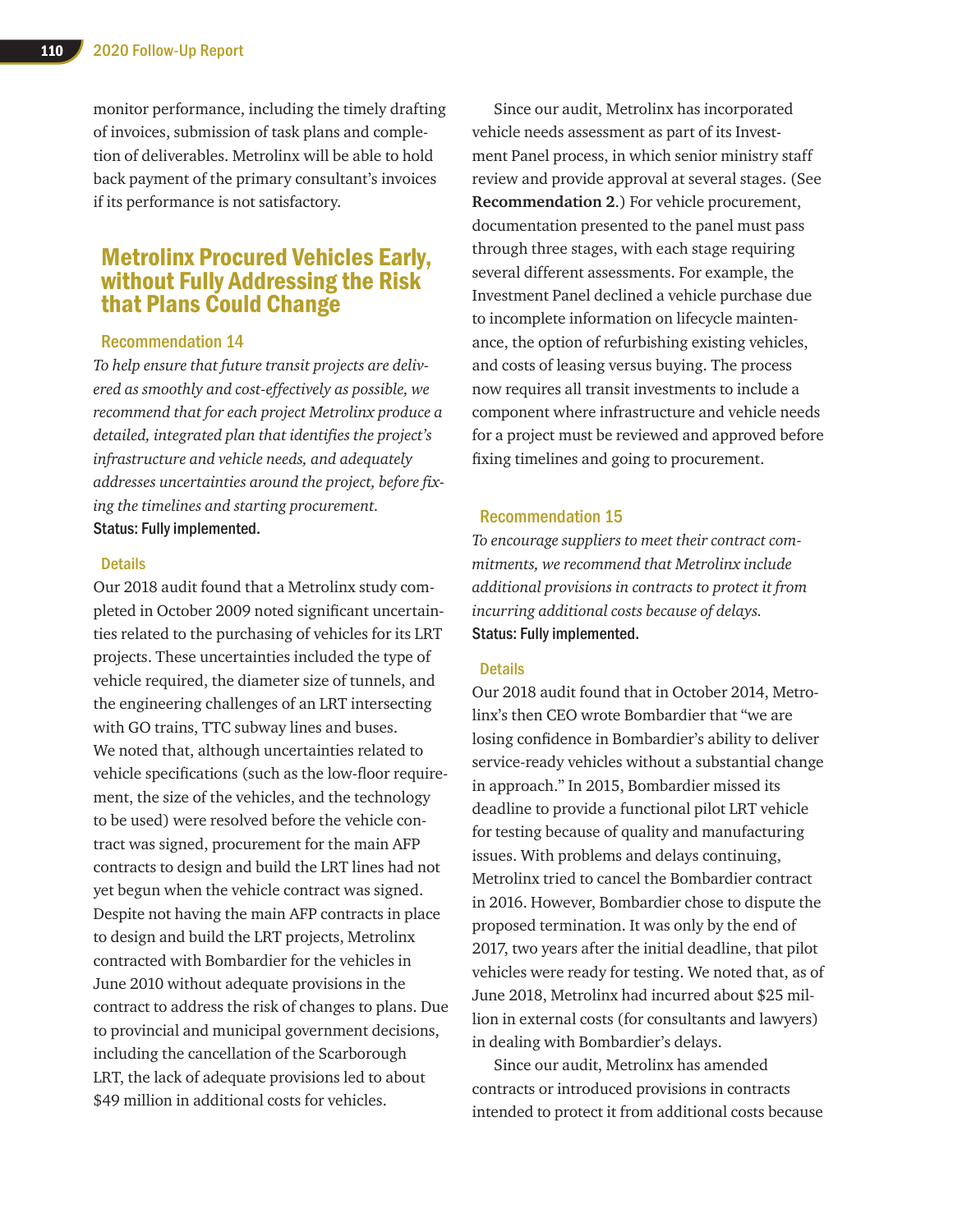monitor performance, including the timely drafting of invoices, submission of task plans and completion of deliverables. Metrolinx will be able to hold back payment of the primary consultant's invoices if its performance is not satisfactory.

## Metrolinx Procured Vehicles Early, without Fully Addressing the Risk that Plans Could Change

### Recommendation 14

*To help ensure that future transit projects are delivered as smoothly and cost-effectively as possible, we recommend that for each project Metrolinx produce a detailed, integrated plan that identifies the project's infrastructure and vehicle needs, and adequately addresses uncertainties around the project, before fixing the timelines and starting procurement.*

**Status: Fully implemented.**

#### Details

Our 2018 audit found that a Metrolinx study completed in October 2009 noted significant uncertainties related to the purchasing of vehicles for its LRT projects. These uncertainties included the type of vehicle required, the diameter size of tunnels, and the engineering challenges of an LRT intersecting with GO trains, TTC subway lines and buses. We noted that, although uncertainties related to vehicle specifications (such as the low-floor requirement, the size of the vehicles, and the technology to be used) were resolved before the vehicle contract was signed, procurement for the main AFP contracts to design and build the LRT lines had not yet begun when the vehicle contract was signed. Despite not having the main AFP contracts in place to design and build the LRT projects, Metrolinx contracted with Bombardier for the vehicles in June 2010 without adequate provisions in the contract to address the risk of changes to plans. Due to provincial and municipal government decisions, including the cancellation of the Scarborough LRT, the lack of adequate provisions led to about $49 million in additional costs for vehicles.

Since our audit, Metrolinx has incorporated vehicle needs assessment as part of its Investment Panel process, in which senior ministry staff review and provide approval at several stages. (See **Recommendation 2**.) For vehicle procurement, documentation presented to the panel must pass through three stages, with each stage requiring several different assessments. For example, the Investment Panel declined a vehicle purchase due to incomplete information on lifecycle maintenance, the option of refurbishing existing vehicles, and costs of leasing versus buying. The process now requires all transit investments to include a component where infrastructure and vehicle needs for a project must be reviewed and approved before fixing timelines and going to procurement.

### Recommendation 15

*To encourage suppliers to meet their contract commitments, we recommend that Metrolinx include additional provisions in contracts to protect it from incurring additional costs because of delays.*

**Status: Fully implemented.**

#### Details

Our 2018 audit found that in October 2014, Metrolinx's then CEO wrote Bombardier that "we are losing confidence in Bombardier's ability to deliver service-ready vehicles without a substantial change in approach." In 2015, Bombardier missed its deadline to provide a functional pilot LRT vehicle for testing because of quality and manufacturing issues. With problems and delays continuing, Metrolinx tried to cancel the Bombardier contract in 2016. However, Bombardier chose to dispute the proposed termination. It was only by the end of 2017, two years after the initial deadline, that pilot vehicles were ready for testing. We noted that, as of June 2018, Metrolinx had incurred about $25 million in external costs (for consultants and lawyers) in dealing with Bombardier's delays.

Since our audit, Metrolinx has amended contracts or introduced provisions in contracts intended to protect it from additional costs because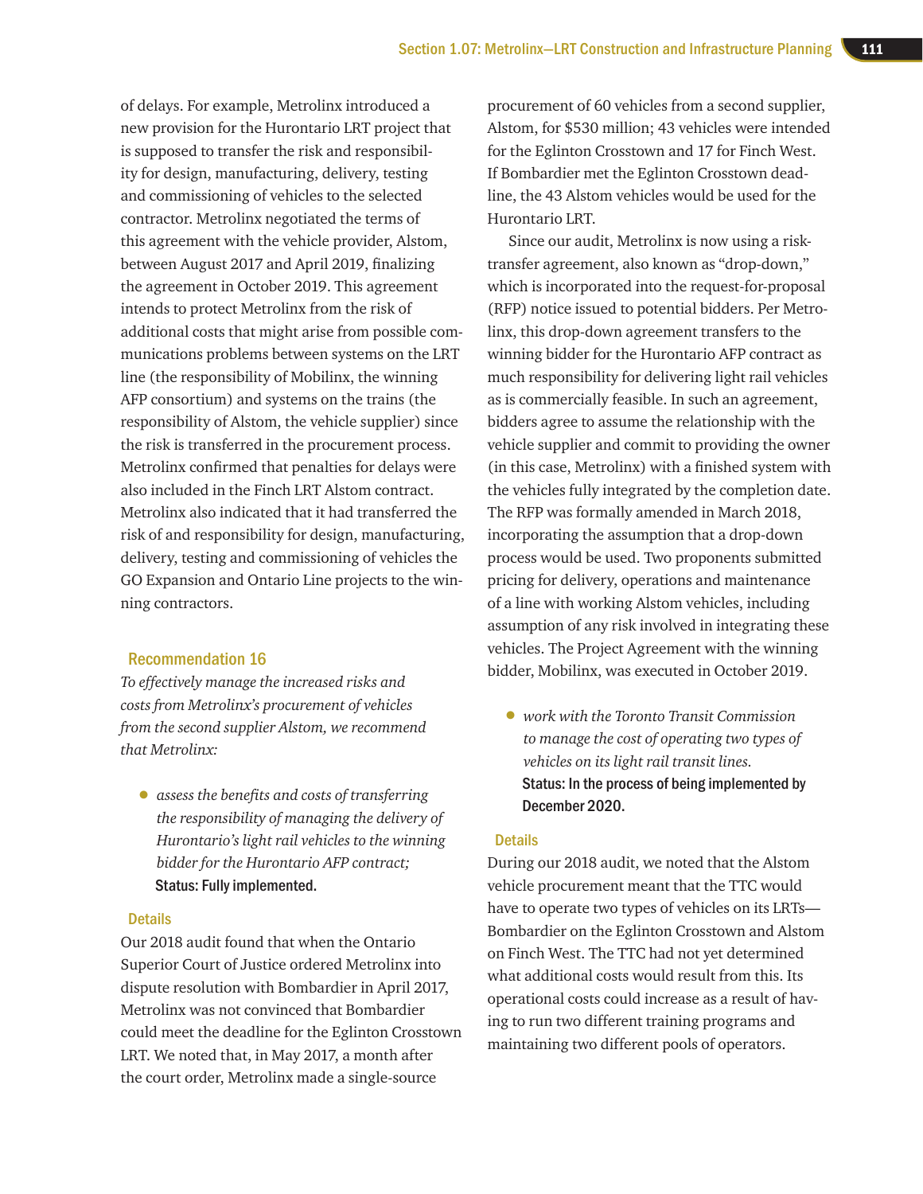of delays. For example, Metrolinx introduced a new provision for the Hurontario LRT project that is supposed to transfer the risk and responsibility for design, manufacturing, delivery, testing and commissioning of vehicles to the selected contractor. Metrolinx negotiated the terms of this agreement with the vehicle provider, Alstom, between August 2017 and April 2019, finalizing the agreement in October 2019. This agreement intends to protect Metrolinx from the risk of additional costs that might arise from possible communications problems between systems on the LRT line (the responsibility of Mobilinx, the winning AFP consortium) and systems on the trains (the responsibility of Alstom, the vehicle supplier) since the risk is transferred in the procurement process. Metrolinx confirmed that penalties for delays were also included in the Finch LRT Alstom contract. Metrolinx also indicated that it had transferred the risk of and responsibility for design, manufacturing, delivery, testing and commissioning of vehicles the GO Expansion and Ontario Line projects to the winning contractors.

### Recommendation 16

*To effectively manage the increased risks and costs from Metrolinx's procurement of vehicles from the second supplier Alstom, we recommend that Metrolinx:*

- *assess the benefits and costs of transferring the responsibility of managing the delivery of Hurontario's light rail vehicles to the winning bidder for the Hurontario AFP contract;*

  **Status: Fully implemented.**

#### Details

Our 2018 audit found that when the Ontario Superior Court of Justice ordered Metrolinx into dispute resolution with Bombardier in April 2017, Metrolinx was not convinced that Bombardier could meet the deadline for the Eglinton Crosstown LRT. We noted that, in May 2017, a month after the court order, Metrolinx made a single-source procurement of 60 vehicles from a second supplier, Alstom, for $530 million; 43 vehicles were intended for the Eglinton Crosstown and 17 for Finch West. If Bombardier met the Eglinton Crosstown deadline, the 43 Alstom vehicles would be used for the Hurontario LRT.

Since our audit, Metrolinx is now using a risk-transfer agreement, also known as "drop-down," which is incorporated into the request-for-proposal (RFP) notice issued to potential bidders. Per Metrolinx, this drop-down agreement transfers to the winning bidder for the Hurontario AFP contract as much responsibility for delivering light rail vehicles as is commercially feasible. In such an agreement, bidders agree to assume the relationship with the vehicle supplier and commit to providing the owner (in this case, Metrolinx) with a finished system with the vehicles fully integrated by the completion date. The RFP was formally amended in March 2018, incorporating the assumption that a drop-down process would be used. Two proponents submitted pricing for delivery, operations and maintenance of a line with working Alstom vehicles, including assumption of any risk involved in integrating these vehicles. The Project Agreement with the winning bidder, Mobilinx, was executed in October 2019.

- *work with the Toronto Transit Commission to manage the cost of operating two types of vehicles on its light transit lines.*

  **Status: In the process of being implemented by December 2020.**

#### Details

During our 2018 audit, we noted that the Alstom vehicle procurement meant that the TTC would have to operate two types of vehicles on its LRTs—Bombardier on the Eglinton Crosstown and Alstom on Finch West. The TTC had not yet determined what additional costs would result from this. Its operational costs could increase as a result of having to run two different training programs and maintaining two different pools of operators.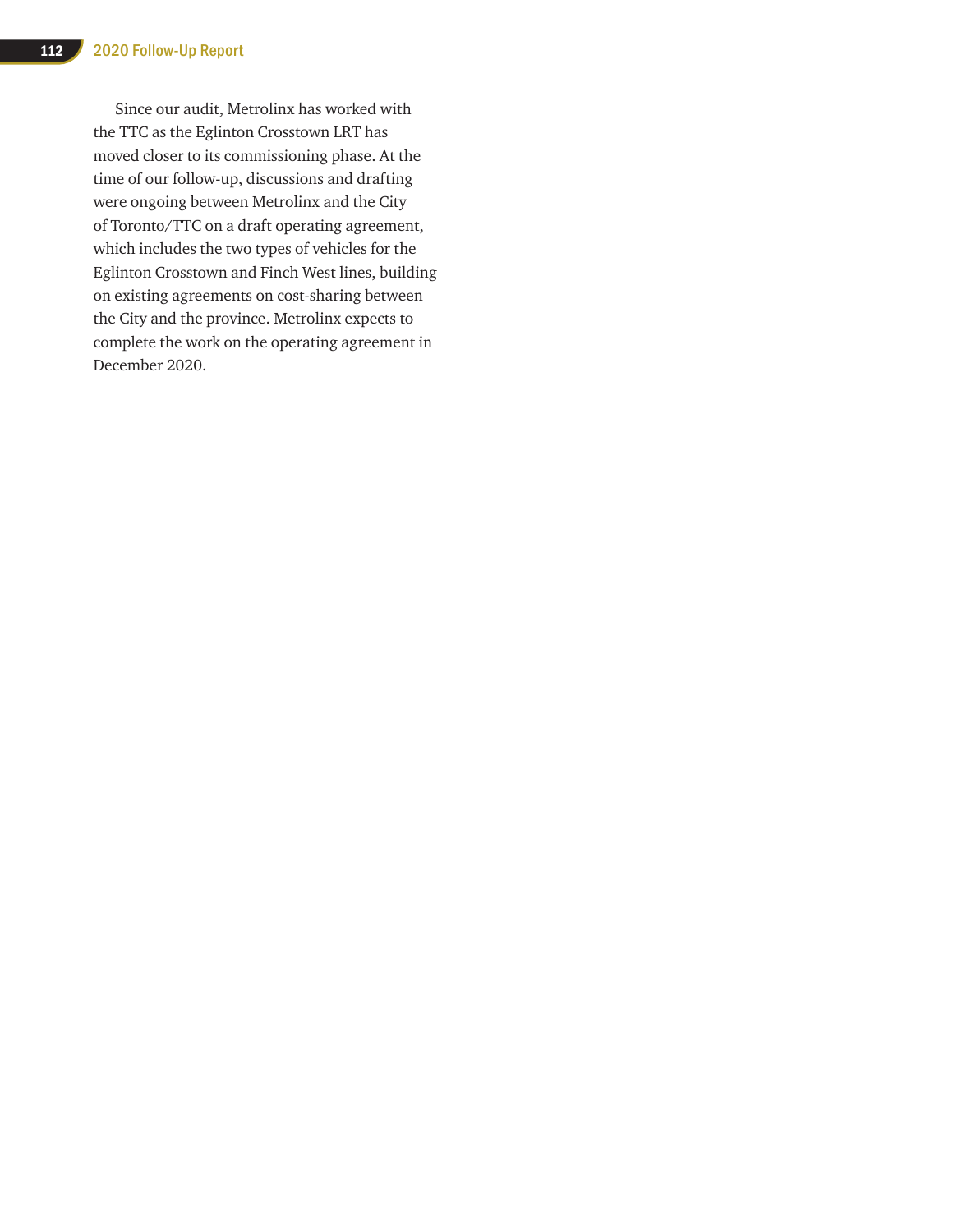Since our audit, Metrolinx has worked with the TTC as the Eglinton Crosstown LRT has moved closer to its commissioning phase. At the time of our follow-up, discussions and drafting were ongoing between Metrolinx and the City of Toronto/TTC on a draft operating agreement, which includes the two types of vehicles for the Eglinton Crosstown and Finch West lines, building on existing agreements on cost-sharing between the City and the province. Metrolinx expects to complete the work on the operating agreement in December 2020.